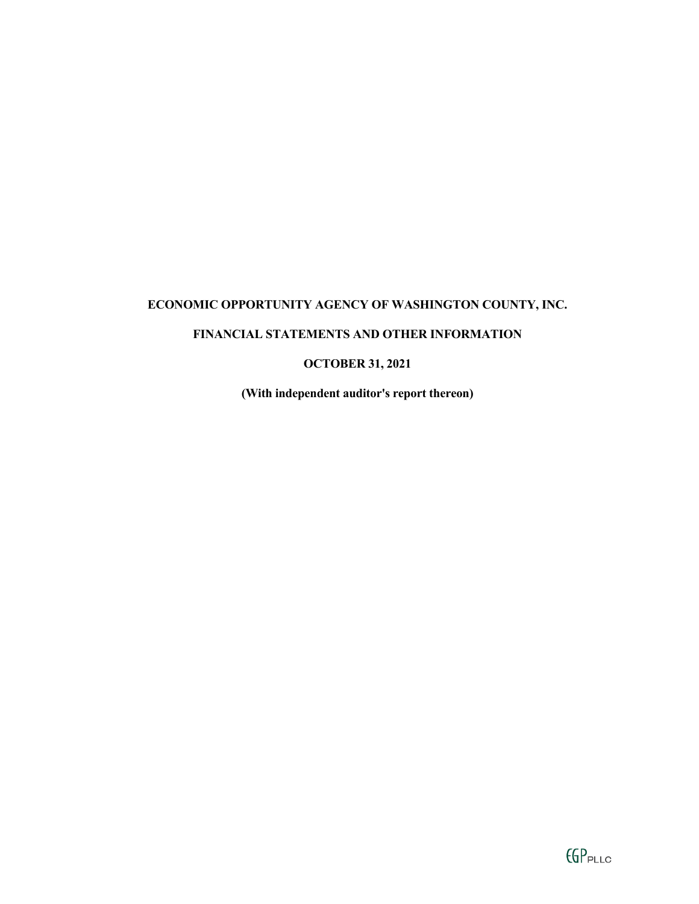**ECONOMIC OPPORTUNITY AGENCY OF WASHINGTON COUNTY, INC.**

**FINANCIAL STATEMENTS AND OTHER INFORMATION**

**OCTOBER 31, 2021**

**(With independent auditor's report thereon)**

EGP PLLC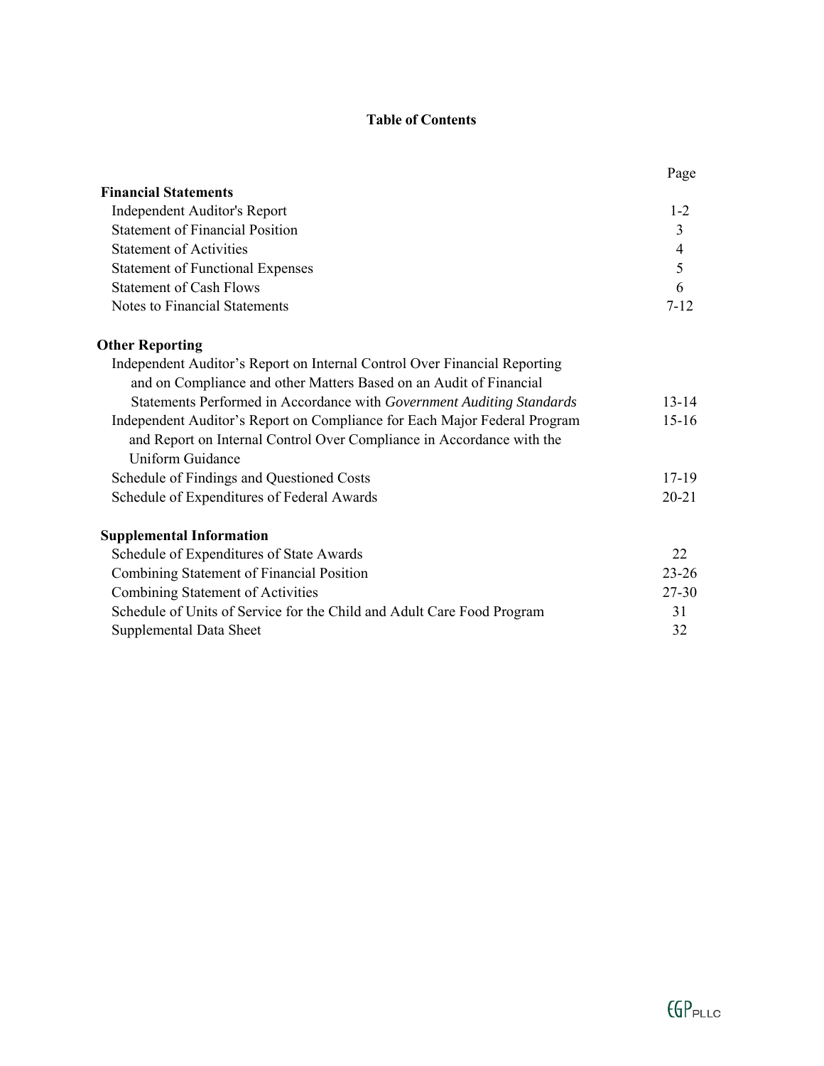# Table of Contents

| | Page |
|---|---|
| **Financial Statements** | |
| Independent Auditor's Report | 1-2 |
| Statement of Financial Position | 3 |
| Statement of Activities | 4 |
| Statement of Functional Expenses | 5 |
| Statement of Cash Flows | 6 |
| Notes to Financial Statements | 7-12 |
| **Other Reporting** | |
| Independent Auditor's Report on Internal Control Over Financial Reporting and on Compliance and other Matters Based on an Audit of Financial Statements Performed in Accordance with *Government Auditing Standards* | 13-14 |
| Independent Auditor's Report on Compliance for Each Major Federal Program and Report on Internal Control Over Compliance in Accordance with the Uniform Guidance | 15-16 |
| Schedule of Findings and Questioned Costs | 17-19 |
| Schedule of Expenditures of Federal Awards | 20-21 |
| **Supplemental Information** | |
| Schedule of Expenditures of State Awards | 22 |
| Combining Statement of Financial Position | 23-26 |
| Combining Statement of Activities | 27-30 |
| Schedule of Units of Service for the Child and Adult Care Food Program | 31 |
| Supplemental Data Sheet | 32 |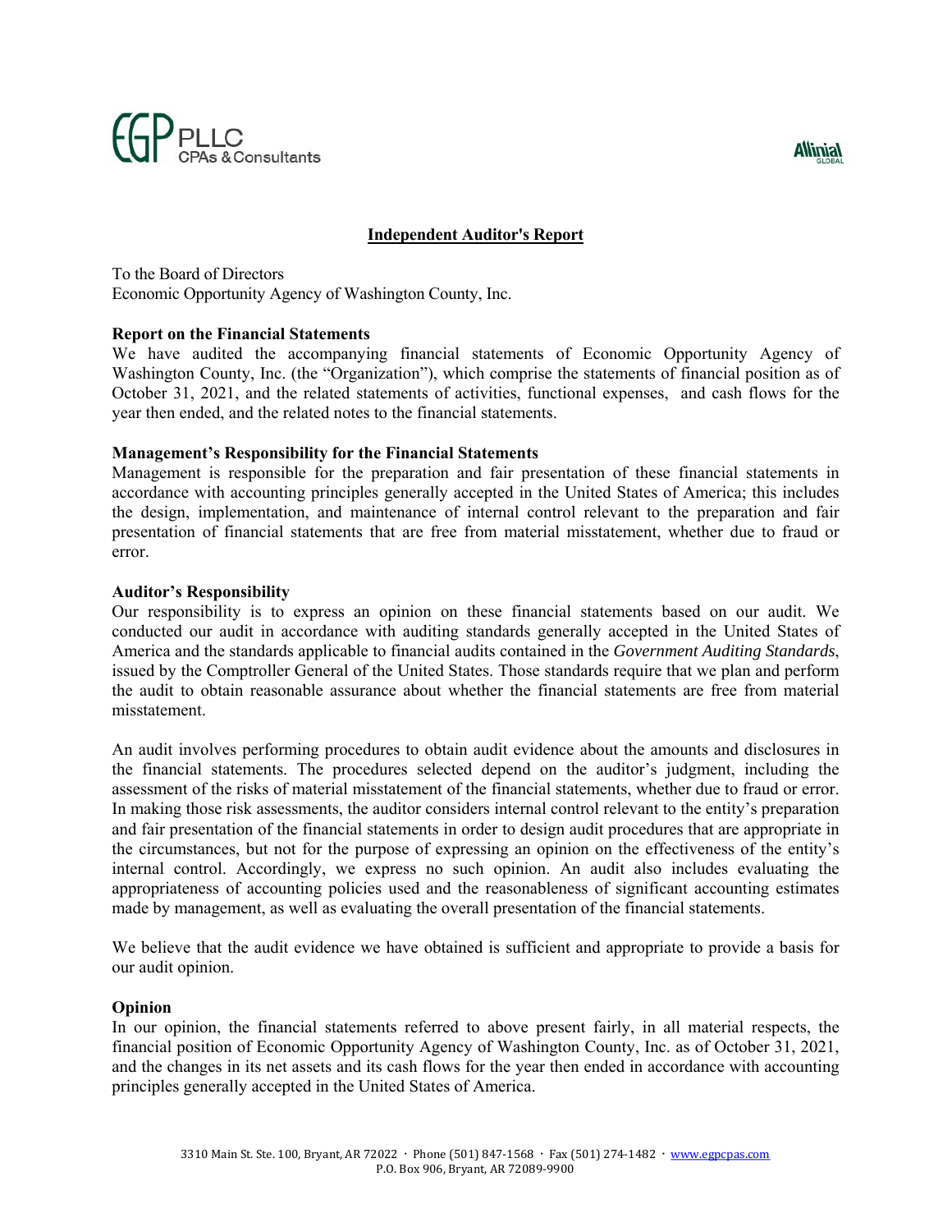## Independent Auditor's Report

To the Board of Directors
Economic Opportunity Agency of Washington County, Inc.

**Report on the Financial Statements**

We have audited the accompanying financial statements of Economic Opportunity Agency of Washington County, Inc. (the "Organization"), which comprise the statements of financial position as of October 31, 2021, and the related statements of activities, functional expenses, and cash flows for the year then ended, and the related notes to the financial statements.

**Management's Responsibility for the Financial Statements**

Management is responsible for the preparation and fair presentation of these financial statements in accordance with accounting principles generally accepted in the United States of America; this includes the design, implementation, and maintenance of internal control relevant to the preparation and fair presentation of financial statements that are free from material misstatement, whether due to fraud or error.

**Auditor's Responsibility**

Our responsibility is to express an opinion on these financial statements based on our audit. We conducted our audit in accordance with auditing standards generally accepted in the United States of America and the standards applicable to financial audits contained in the *Government Auditing Standards*, issued by the Comptroller General of the United States. Those standards require that we plan and perform the audit to obtain reasonable assurance about whether the financial statements are free from material misstatement.

An audit involves performing procedures to obtain audit evidence about the amounts and disclosures in the financial statements. The procedures selected depend on the auditor's judgment, including the assessment of the risks of material misstatement of the financial statements, whether due to fraud or error. In making those risk assessments, the auditor considers internal control relevant to the entity's preparation and fair presentation of the financial statements in order to design audit procedures that are appropriate in the circumstances, but not for the purpose of expressing an opinion on the effectiveness of the entity's internal control. Accordingly, we express no such opinion. An audit also includes evaluating the appropriateness of accounting policies used and the reasonableness of significant accounting estimates made by management, as well as evaluating the overall presentation of the financial statements.

We believe that the audit evidence we have obtained is sufficient and appropriate to provide a basis for our audit opinion.

**Opinion**

In our opinion, the financial statements referred to above present fairly, in all material respects, the financial position of Economic Opportunity Agency of Washington County, Inc. as of October 31, 2021, and the changes in its net assets and its cash flows for the year then ended in accordance with accounting principles generally accepted in the United States of America.

3310 Main St. Ste. 100, Bryant, AR 72022 · Phone (501) 847-1568 · Fax (501) 274-1482 · www.egpcpas.com
P.O. Box 906, Bryant, AR 72089-9900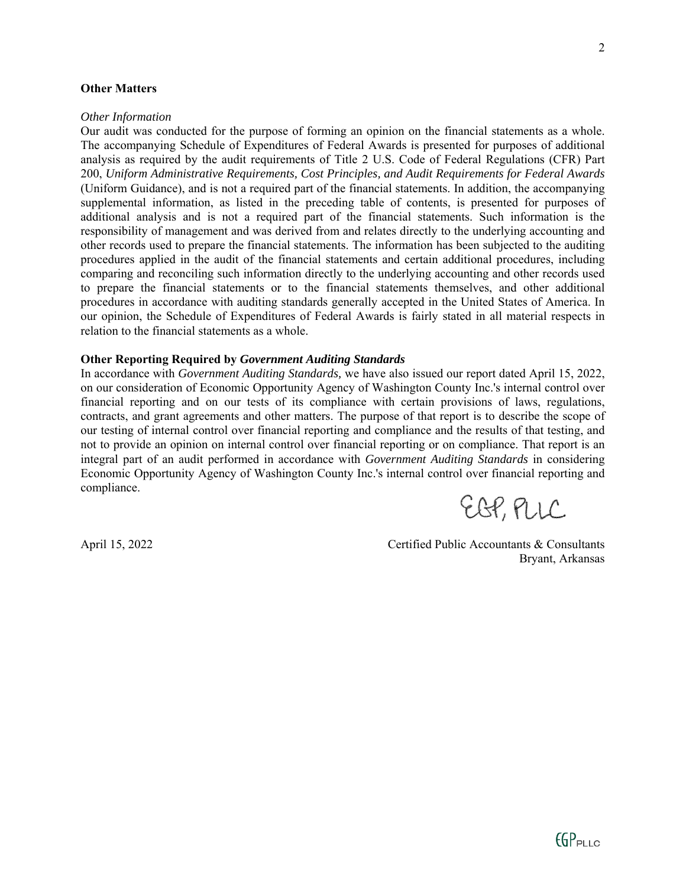## Other Matters

*Other Information*

Our audit was conducted for the purpose of forming an opinion on the financial statements as a whole. The accompanying Schedule of Expenditures of Federal Awards is presented for purposes of additional analysis as required by the audit requirements of Title 2 U.S. Code of Federal Regulations (CFR) Part 200, *Uniform Administrative Requirements, Cost Principles, and Audit Requirements for Federal Awards* (Uniform Guidance), and is not a required part of the financial statements. In addition, the accompanying supplemental information, as listed in the preceding table of contents, is presented for purposes of additional analysis and is not a required part of the financial statements. Such information is the responsibility of management and was derived from and relates directly to the underlying accounting and other records used to prepare the financial statements. The information has been subjected to the auditing procedures applied in the audit of the financial statements and certain additional procedures, including comparing and reconciling such information directly to the underlying accounting and other records used to prepare the financial statements or to the financial statements themselves, and other additional procedures in accordance with auditing standards generally accepted in the United States of America. In our opinion, the Schedule of Expenditures of Federal Awards is fairly stated in all material respects in relation to the financial statements as a whole.

## Other Reporting Required by *Government Auditing Standards*

In accordance with *Government Auditing Standards,* we have also issued our report dated April 15, 2022, on our consideration of Economic Opportunity Agency of Washington County Inc.'s internal control over financial reporting and on our tests of its compliance with certain provisions of laws, regulations, contracts, and grant agreements and other matters. The purpose of that report is to describe the scope of our testing of internal control over financial reporting and compliance and the results of that testing, and not to provide an opinion on internal control over financial reporting or on compliance. That report is an integral part of an audit performed in accordance with *Government Auditing Standards* in considering Economic Opportunity Agency of Washington County Inc.'s internal control over financial reporting and compliance.

EGP, PLLC

April 15, 2022

Certified Public Accountants & Consultants
Bryant, Arkansas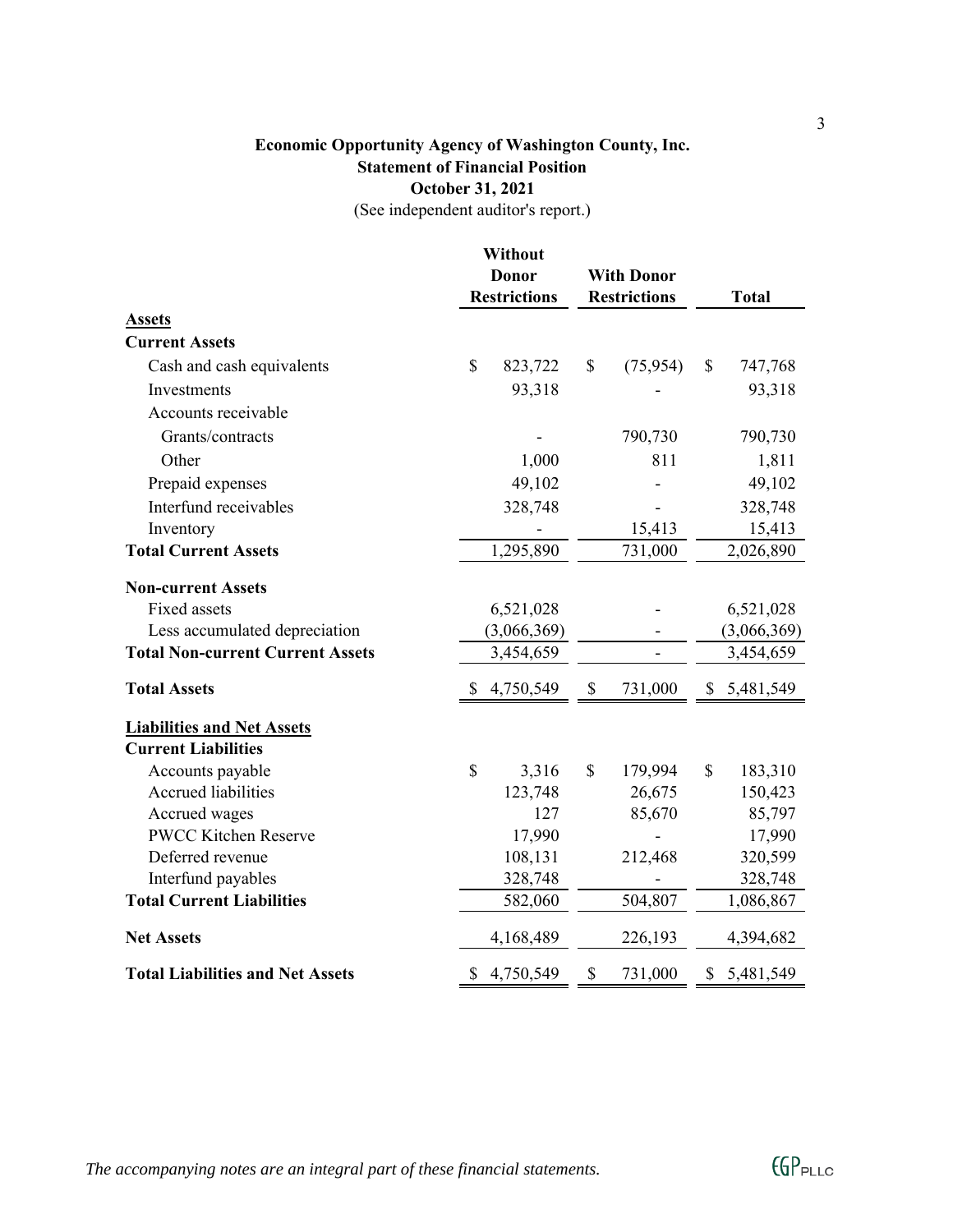**Economic Opportunity Agency of Washington County, Inc.**
**Statement of Financial Position**
**October 31, 2021**
(See independent auditor's report.)

| | Without Donor Restrictions | With Donor Restrictions | Total |
|---|---|---|---|
| **Assets** | | | |
| **Current Assets** | | | |
| Cash and cash equivalents | $ 823,722 | $ (75,954) | $ 747,768 |
| Investments | 93,318 | - | 93,318 |
| Accounts receivable | | | |
| Grants/contracts | - | 790,730 | 790,730 |
| Other | 1,000 | 811 | 1,811 |
| Prepaid expenses | 49,102 | - | 49,102 |
| Interfund receivables | 328,748 | - | 328,748 |
| Inventory | - | 15,413 | 15,413 |
| **Total Current Assets** | 1,295,890 | 731,000 | 2,026,890 |
| **Non-current Assets** | | | |
| Fixed assets | 6,521,028 | - | 6,521,028 |
| Less accumulated depreciation | (3,066,369) | - | (3,066,369) |
| **Total Non-current Current Assets** | 3,454,659 | - | 3,454,659 |
| **Total Assets** | $ 4,750,549 | $ 731,000 | $ 5,481,549 |
| **Liabilities and Net Assets** | | | |
| **Current Liabilities** | | | |
| Accounts payable | $ 3,316 | $ 179,994 | $ 183,310 |
| Accrued liabilities | 123,748 | 26,675 | 150,423 |
| Accrued wages | 127 | 85,670 | 85,797 |
| PWCC Kitchen Reserve | 17,990 | - | 17,990 |
| Deferred revenue | 108,131 | 212,468 | 320,599 |
| Interfund payables | 328,748 | - | 328,748 |
| **Total Current Liabilities** | 582,060 | 504,807 | 1,086,867 |
| **Net Assets** | 4,168,489 | 226,193 | 4,394,682 |
| **Total Liabilities and Net Assets** | $ 4,750,549 | $ 731,000 | $ 5,481,549 |

*The accompanying notes are an integral part of these financial statements.*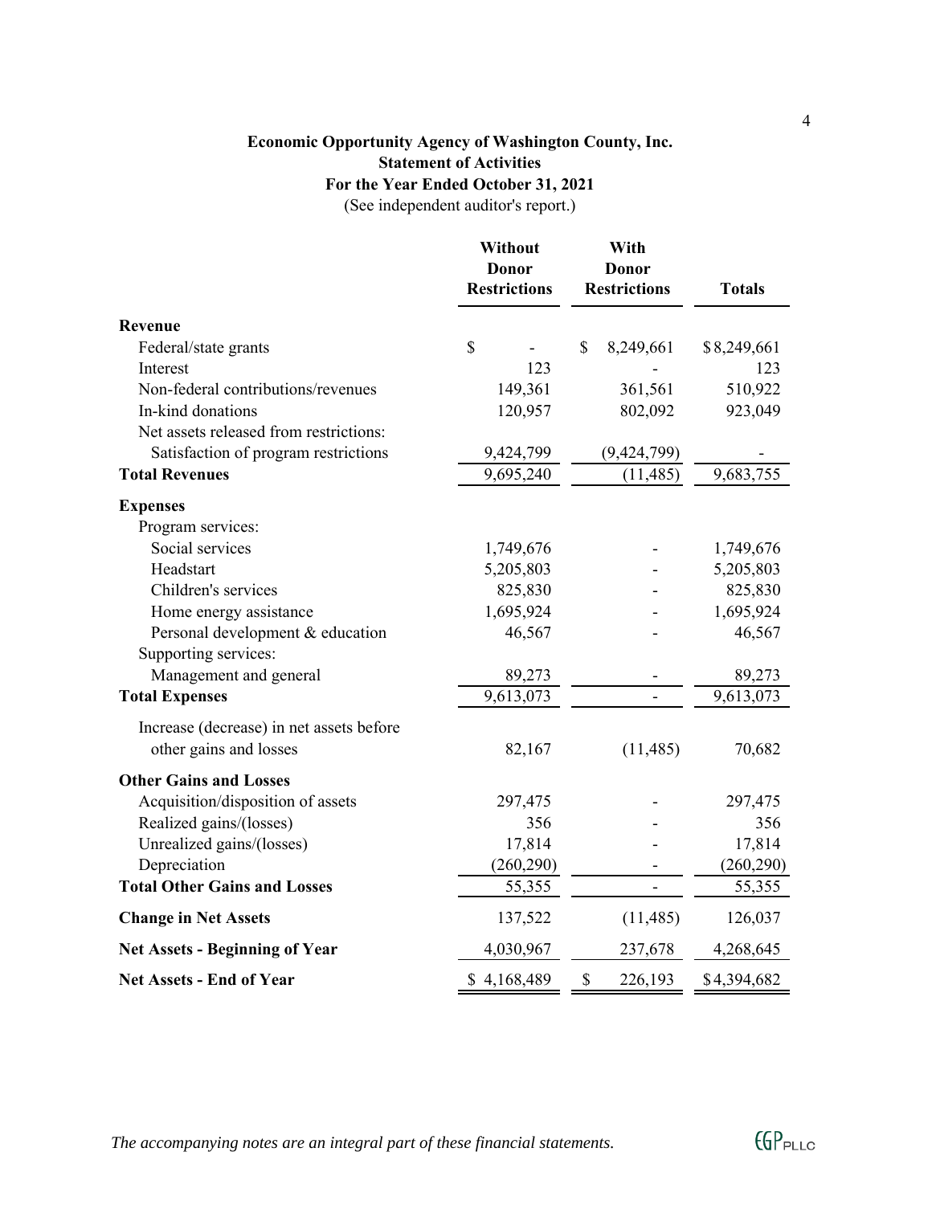**Economic Opportunity Agency of Washington County, Inc.**
**Statement of Activities**
**For the Year Ended October 31, 2021**
(See independent auditor's report.)

| | Without Donor Restrictions | With Donor Restrictions | Totals |
|---|---|---|---|
| **Revenue** | | | |
| Federal/state grants | $ - | $ 8,249,661 | $ 8,249,661 |
| Interest | 123 | - | 123 |
| Non-federal contributions/revenues | 149,361 | 361,561 | 510,922 |
| In-kind donations | 120,957 | 802,092 | 923,049 |
| Net assets released from restrictions: | | | |
| Satisfaction of program restrictions | 9,424,799 | (9,424,799) | - |
| **Total Revenues** | 9,695,240 | (11,485) | 9,683,755 |
| **Expenses** | | | |
| Program services: | | | |
| Social services | 1,749,676 | - | 1,749,676 |
| Headstart | 5,205,803 | - | 5,205,803 |
| Children's services | 825,830 | - | 825,830 |
| Home energy assistance | 1,695,924 | - | 1,695,924 |
| Personal development & education | 46,567 | - | 46,567 |
| Supporting services: | | | |
| Management and general | 89,273 | - | 89,273 |
| **Total Expenses** | 9,613,073 | - | 9,613,073 |
| Increase (decrease) in net assets before other gains and losses | 82,167 | (11,485) | 70,682 |
| **Other Gains and Losses** | | | |
| Acquisition/disposition of assets | 297,475 | - | 297,475 |
| Realized gains/(losses) | 356 | - | 356 |
| Unrealized gains/(losses) | 17,814 | - | 17,814 |
| Depreciation | (260,290) | - | (260,290) |
| **Total Other Gains and Losses** | 55,355 | - | 55,355 |
| **Change in Net Assets** | 137,522 | (11,485) | 126,037 |
| **Net Assets - Beginning of Year** | 4,030,967 | 237,678 | 4,268,645 |
| **Net Assets - End of Year** | $ 4,168,489 | $ 226,193 | $ 4,394,682 |

*The accompanying notes are an integral part of these financial statements.*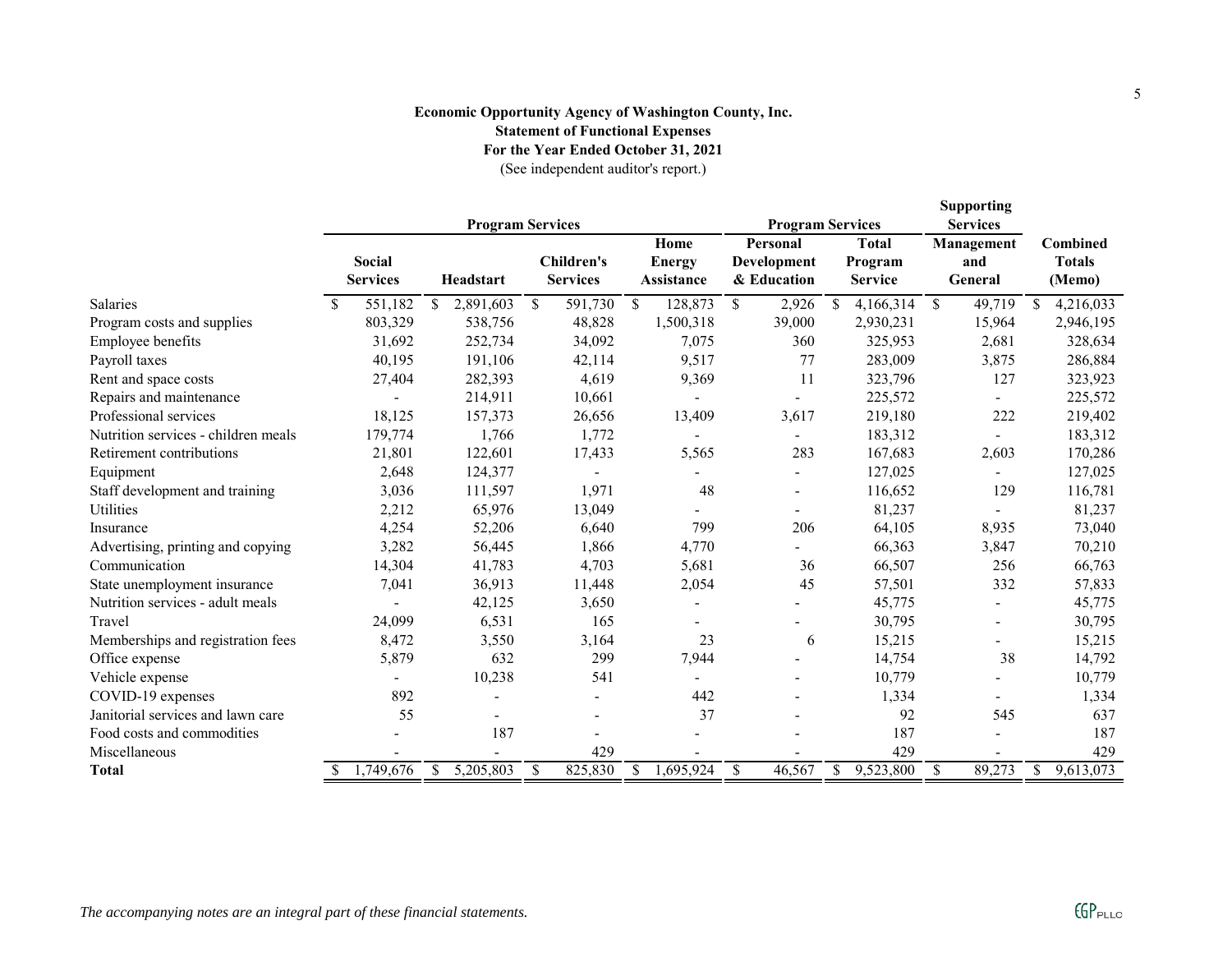**Economic Opportunity Agency of Washington County, Inc.**
**Statement of Functional Expenses**
**For the Year Ended October 31, 2021**
(See independent auditor's report.)

| | Program Services | | | | Program Services | | Supporting Services | |
|---|---|---|---|---|---|---|---|---|
| | **Social Services** | **Headstart** | **Children's Services** | **Home Energy Assistance** | **Personal Development & Education** | **Total Program Service** | **Management and General** | **Combined Totals (Memo)** |
| Salaries | $ 551,182 | $ 2,891,603 | $ 591,730 | $ 128,873 | $ 2,926 | $ 4,166,314 | $ 49,719 | $ 4,216,033 |
| Program costs and supplies | 803,329 | 538,756 | 48,828 | 1,500,318 | 39,000 | 2,930,231 | 15,964 | 2,946,195 |
| Employee benefits | 31,692 | 252,734 | 34,092 | 7,075 | 360 | 325,953 | 2,681 | 328,634 |
| Payroll taxes | 40,195 | 191,106 | 42,114 | 9,517 | 77 | 283,009 | 3,875 | 286,884 |
| Rent and space costs | 27,404 | 282,393 | 4,619 | 9,369 | 11 | 323,796 | 127 | 323,923 |
| Repairs and maintenance | - | 214,911 | 10,661 | - | - | 225,572 | - | 225,572 |
| Professional services | 18,125 | 157,373 | 26,656 | 13,409 | 3,617 | 219,180 | 222 | 219,402 |
| Nutrition services - children meals | 179,774 | 1,766 | 1,772 | - | - | 183,312 | - | 183,312 |
| Retirement contributions | 21,801 | 122,601 | 17,433 | 5,565 | 283 | 167,683 | 2,603 | 170,286 |
| Equipment | 2,648 | 124,377 | - | - | - | 127,025 | - | 127,025 |
| Staff development and training | 3,036 | 111,597 | 1,971 | 48 | - | 116,652 | 129 | 116,781 |
| Utilities | 2,212 | 65,976 | 13,049 | - | - | 81,237 | - | 81,237 |
| Insurance | 4,254 | 52,206 | 6,640 | 799 | 206 | 64,105 | 8,935 | 73,040 |
| Advertising, printing and copying | 3,282 | 56,445 | 1,866 | 4,770 | - | 66,363 | 3,847 | 70,210 |
| Communication | 14,304 | 41,783 | 4,703 | 5,681 | 36 | 66,507 | 256 | 66,763 |
| State unemployment insurance | 7,041 | 36,913 | 11,448 | 2,054 | 45 | 57,501 | 332 | 57,833 |
| Nutrition services - adult meals | - | 42,125 | 3,650 | - | - | 45,775 | - | 45,775 |
| Travel | 24,099 | 6,531 | 165 | - | - | 30,795 | - | 30,795 |
| Memberships and registration fees | 8,472 | 3,550 | 3,164 | 23 | 6 | 15,215 | - | 15,215 |
| Office expense | 5,879 | 632 | 299 | 7,944 | - | 14,754 | 38 | 14,792 |
| Vehicle expense | - | 10,238 | 541 | - | - | 10,779 | - | 10,779 |
| COVID-19 expenses | 892 | - | - | 442 | - | 1,334 | - | 1,334 |
| Janitorial services and lawn care | 55 | - | - | 37 | - | 92 | 545 | 637 |
| Food costs and commodities | - | 187 | - | - | - | 187 | - | 187 |
| Miscellaneous | - | - | 429 | - | - | 429 | - | 429 |
| **Total** | $ 1,749,676 | $ 5,205,803 | $ 825,830 | $ 1,695,924 | $ 46,567 | $ 9,523,800 | $ 89,273 | $ 9,613,073 |

*The accompanying notes are an integral part of these financial statements.*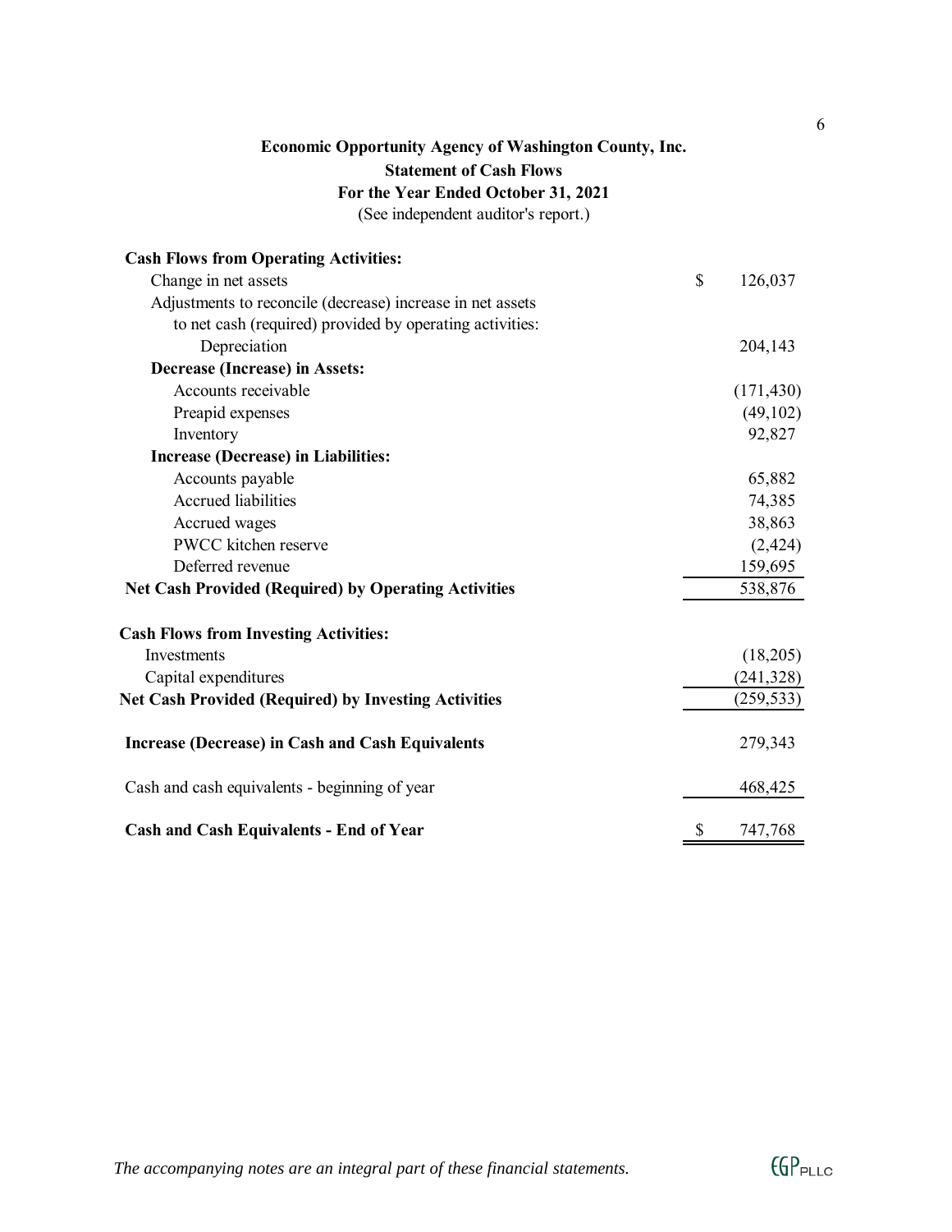# Economic Opportunity Agency of Washington County, Inc.

## Statement of Cash Flows

### For the Year Ended October 31, 2021

(See independent auditor's report.)

| | |
|---|---|
| **Cash Flows from Operating Activities:** | |
| Change in net assets | $ 126,037 |
| Adjustments to reconcile (decrease) increase in net assets to net cash (required) provided by operating activities: | |
| Depreciation | 204,143 |
| **Decrease (Increase) in Assets:** | |
| Accounts receivable | (171,430) |
| Preapid expenses | (49,102) |
| Inventory | 92,827 |
| **Increase (Decrease) in Liabilities:** | |
| Accounts payable | 65,882 |
| Accrued liabilities | 74,385 |
| Accrued wages | 38,863 |
| PWCC kitchen reserve | (2,424) |
| Deferred revenue | 159,695 |
| **Net Cash Provided (Required) by Operating Activities** | 538,876 |
| **Cash Flows from Investing Activities:** | |
| Investments | (18,205) |
| Capital expenditures | (241,328) |
| **Net Cash Provided (Required) by Investing Activities** | (259,533) |
| **Increase (Decrease) in Cash and Cash Equivalents** | 279,343 |
| Cash and cash equivalents - beginning of year | 468,425 |
| **Cash and Cash Equivalents - End of Year** | $ 747,768 |

*The accompanying notes are an integral part of these financial statements.*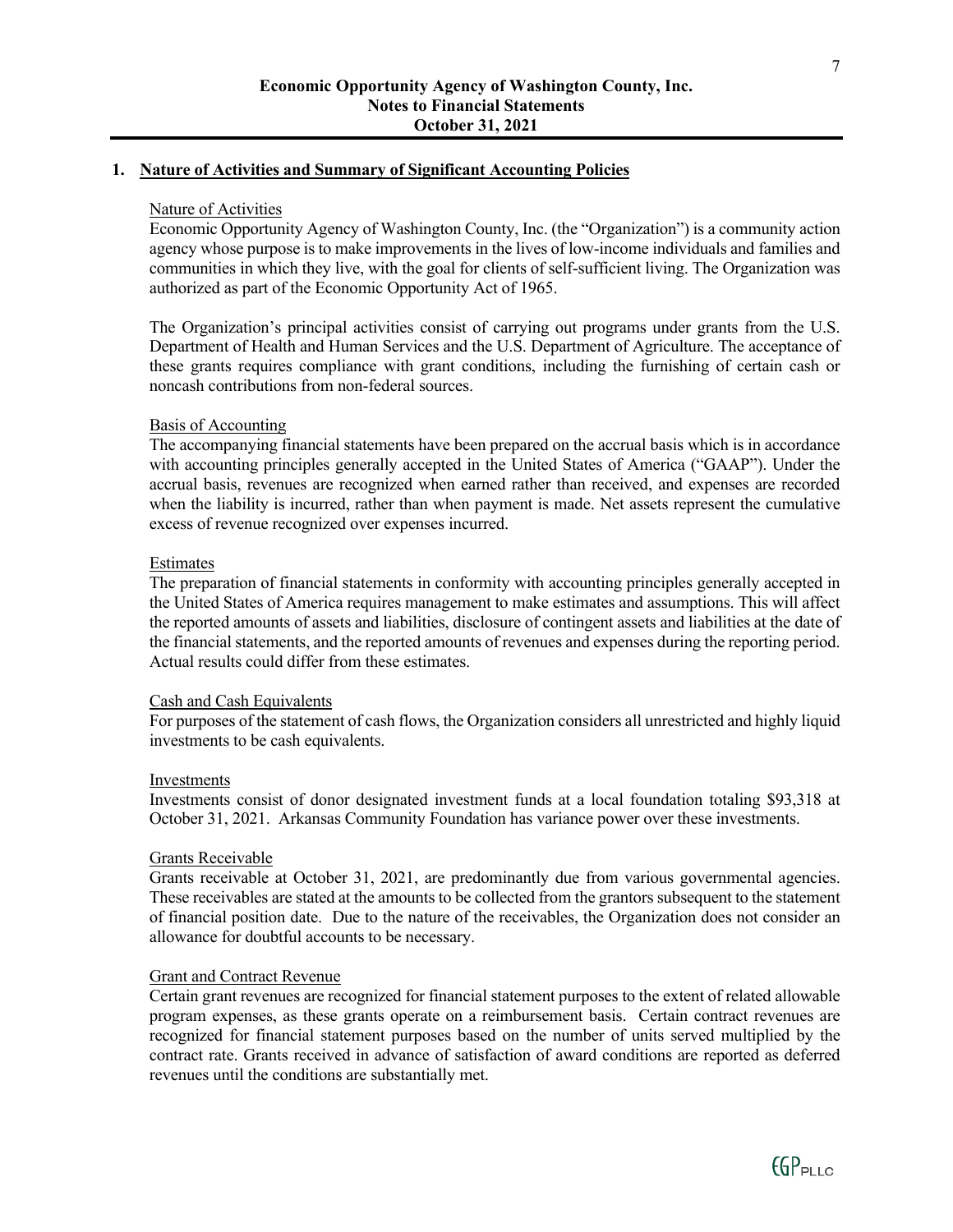# Economic Opportunity Agency of Washington County, Inc.
## Notes to Financial Statements
## October 31, 2021

### 1. Nature of Activities and Summary of Significant Accounting Policies

Nature of Activities

Economic Opportunity Agency of Washington County, Inc. (the "Organization") is a community action agency whose purpose is to make improvements in the lives of low-income individuals and families and communities in which they live, with the goal for clients of self-sufficient living. The Organization was authorized as part of the Economic Opportunity Act of 1965.

The Organization's principal activities consist of carrying out programs under grants from the U.S. Department of Health and Human Services and the U.S. Department of Agriculture. The acceptance of these grants requires compliance with grant conditions, including the furnishing of certain cash or noncash contributions from non-federal sources.

Basis of Accounting

The accompanying financial statements have been prepared on the accrual basis which is in accordance with accounting principles generally accepted in the United States of America ("GAAP"). Under the accrual basis, revenues are recognized when earned rather than received, and expenses are recorded when the liability is incurred, rather than when payment is made. Net assets represent the cumulative excess of revenue recognized over expenses incurred.

Estimates

The preparation of financial statements in conformity with accounting principles generally accepted in the United States of America requires management to make estimates and assumptions. This will affect the reported amounts of assets and liabilities, disclosure of contingent assets and liabilities at the date of the financial statements, and the reported amounts of revenues and expenses during the reporting period. Actual results could differ from these estimates.

Cash and Cash Equivalents

For purposes of the statement of cash flows, the Organization considers all unrestricted and highly liquid investments to be cash equivalents.

Investments

Investments consist of donor designated investment funds at a local foundation totaling $93,318 at October 31, 2021. Arkansas Community Foundation has variance power over these investments.

Grants Receivable

Grants receivable at October 31, 2021, are predominantly due from various governmental agencies. These receivables are stated at the amounts to be collected from the grantors subsequent to the statement of financial position date. Due to the nature of the receivables, the Organization does not consider an allowance for doubtful accounts to be necessary.

Grant and Contract Revenue

Certain grant revenues are recognized for financial statement purposes to the extent of related allowable program expenses, as these grants operate on a reimbursement basis. Certain contract revenues are recognized for financial statement purposes based on the number of units served multiplied by the contract rate. Grants received in advance of satisfaction of award conditions are reported as deferred revenues until the conditions are substantially met.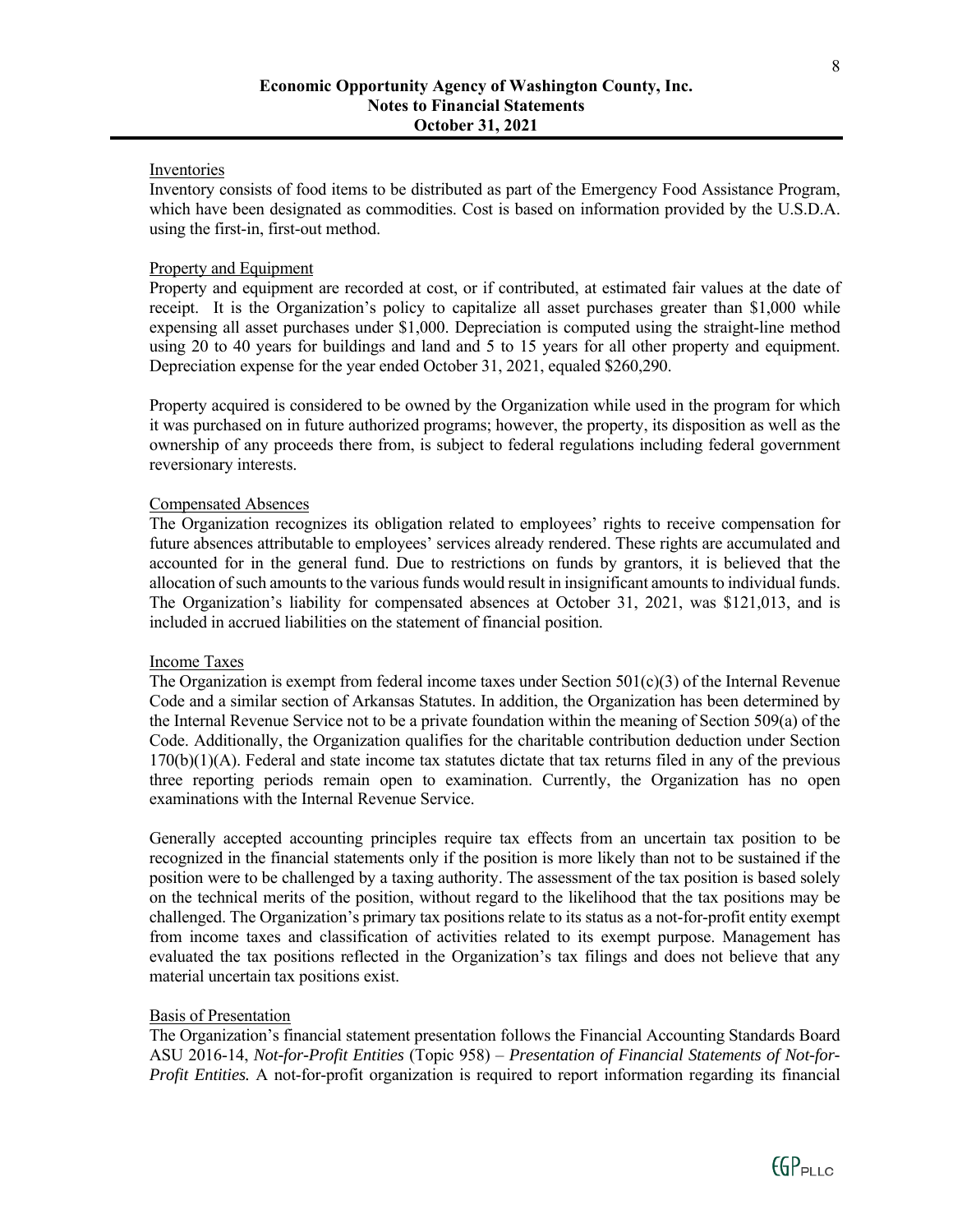### Inventories

Inventory consists of food items to be distributed as part of the Emergency Food Assistance Program, which have been designated as commodities. Cost is based on information provided by the U.S.D.A. using the first-in, first-out method.

### Property and Equipment

Property and equipment are recorded at cost, or if contributed, at estimated fair values at the date of receipt. It is the Organization's policy to capitalize all asset purchases greater than $1,000 while expensing all asset purchases under $1,000. Depreciation is computed using the straight-line method using 20 to 40 years for buildings and land and 5 to 15 years for all other property and equipment. Depreciation expense for the year ended October 31, 2021, equaled $260,290.

Property acquired is considered to be owned by the Organization while used in the program for which it was purchased on in future authorized programs; however, the property, its disposition as well as the ownership of any proceeds there from, is subject to federal regulations including federal government reversionary interests.

### Compensated Absences

The Organization recognizes its obligation related to employees' rights to receive compensation for future absences attributable to employees' services already rendered. These rights are accumulated and accounted for in the general fund. Due to restrictions on funds by grantors, it is believed that the allocation of such amounts to the various funds would result in insignificant amounts to individual funds. The Organization's liability for compensated absences at October 31, 2021, was $121,013, and is included in accrued liabilities on the statement of financial position.

### Income Taxes

The Organization is exempt from federal income taxes under Section 501(c)(3) of the Internal Revenue Code and a similar section of Arkansas Statutes. In addition, the Organization has been determined by the Internal Revenue Service not to be a private foundation within the meaning of Section 509(a) of the Code. Additionally, the Organization qualifies for the charitable contribution deduction under Section 170(b)(1)(A). Federal and state income tax statutes dictate that tax returns filed in any of the previous three reporting periods remain open to examination. Currently, the Organization has no open examinations with the Internal Revenue Service.

Generally accepted accounting principles require tax effects from an uncertain tax position to be recognized in the financial statements only if the position is more likely than not to be sustained if the position were to be challenged by a taxing authority. The assessment of the tax position is based solely on the technical merits of the position, without regard to the likelihood that the tax positions may be challenged. The Organization's primary tax positions relate to its status as a not-for-profit entity exempt from income taxes and classification of activities related to its exempt purpose. Management has evaluated the tax positions reflected in the Organization's tax filings and does not believe that any material uncertain tax positions exist.

### Basis of Presentation

The Organization's financial statement presentation follows the Financial Accounting Standards Board ASU 2016-14, *Not-for-Profit Entities* (Topic 958) – *Presentation of Financial Statements of Not-for-Profit Entities.* A not-for-profit organization is required to report information regarding its financial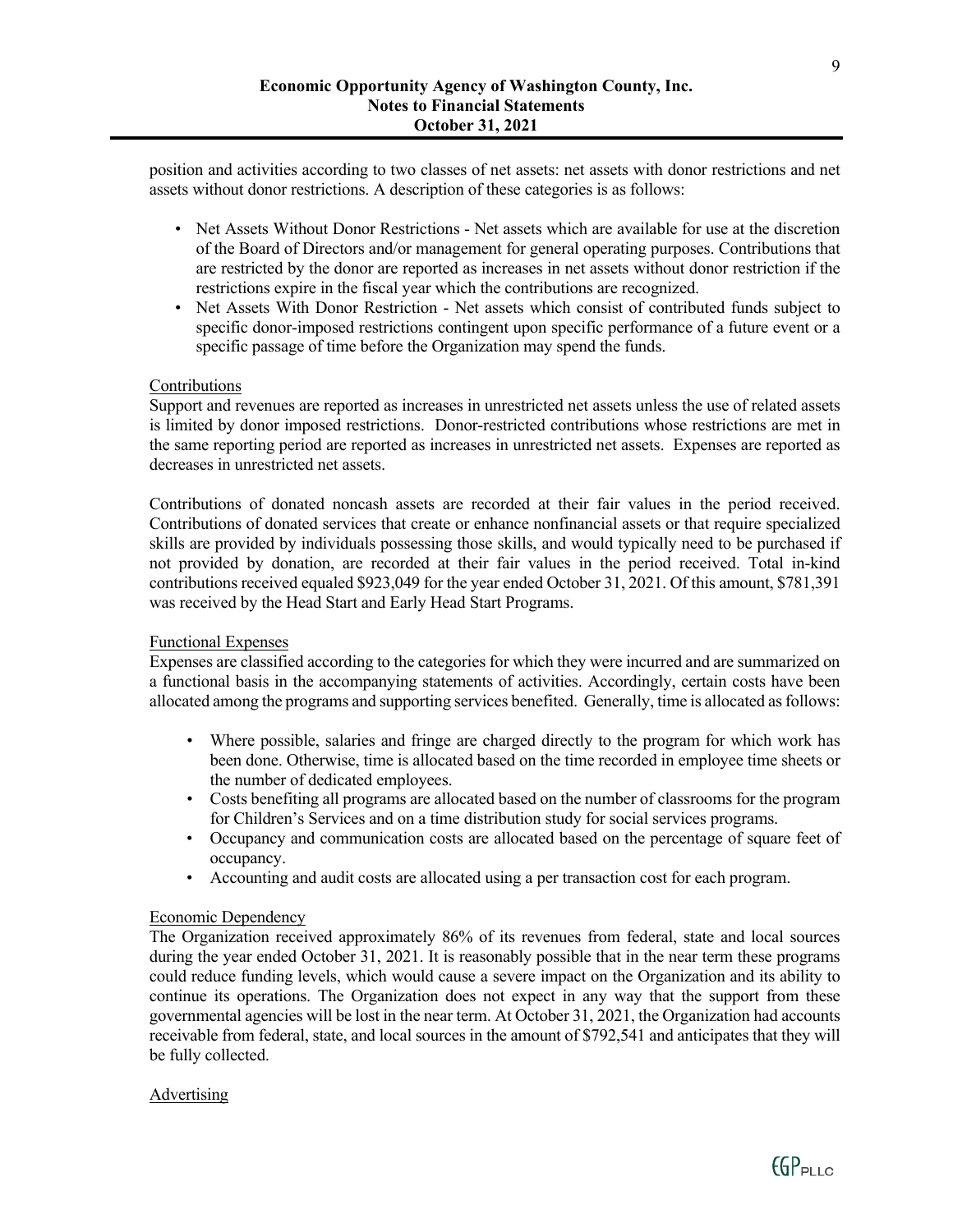position and activities according to two classes of net assets: net assets with donor restrictions and net assets without donor restrictions. A description of these categories is as follows:

- Net Assets Without Donor Restrictions - Net assets which are available for use at the discretion of the Board of Directors and/or management for general operating purposes. Contributions that are restricted by the donor are reported as increases in net assets without donor restriction if the restrictions expire in the fiscal year which the contributions are recognized.
- Net Assets With Donor Restriction - Net assets which consist of contributed funds subject to specific donor-imposed restrictions contingent upon specific performance of a future event or a specific passage of time before the Organization may spend the funds.

<u>Contributions</u>

Support and revenues are reported as increases in unrestricted net assets unless the use of related assets is limited by donor imposed restrictions. Donor-restricted contributions whose restrictions are met in the same reporting period are reported as increases in unrestricted net assets. Expenses are reported as decreases in unrestricted net assets.

Contributions of donated noncash assets are recorded at their fair values in the period received. Contributions of donated services that create or enhance nonfinancial assets or that require specialized skills are provided by individuals possessing those skills, and would typically need to be purchased if not provided by donation, are recorded at their fair values in the period received. Total in-kind contributions received equaled $923,049 for the year ended October 31, 2021. Of this amount, $781,391 was received by the Head Start and Early Head Start Programs.

<u>Functional Expenses</u>

Expenses are classified according to the categories for which they were incurred and are summarized on a functional basis in the accompanying statements of activities. Accordingly, certain costs have been allocated among the programs and supporting services benefited. Generally, time is allocated as follows:

- Where possible, salaries and fringe are charged directly to the program for which work has been done. Otherwise, time is allocated based on the time recorded in employee time sheets or the number of dedicated employees.
- Costs benefiting all programs are allocated based on the number of classrooms for the program for Children's Services and on a time distribution study for social services programs.
- Occupancy and communication costs are allocated based on the percentage of square feet of occupancy.
- Accounting and audit costs are allocated using a per transaction cost for each program.

<u>Economic Dependency</u>

The Organization received approximately 86% of its revenues from federal, state and local sources during the year ended October 31, 2021. It is reasonably possible that in the near term these programs could reduce funding levels, which would cause a severe impact on the Organization and its ability to continue its operations. The Organization does not expect in any way that the support from these governmental agencies will be lost in the near term. At October 31, 2021, the Organization had accounts receivable from federal, state, and local sources in the amount of $792,541 and anticipates that they will be fully collected.

<u>Advertising</u>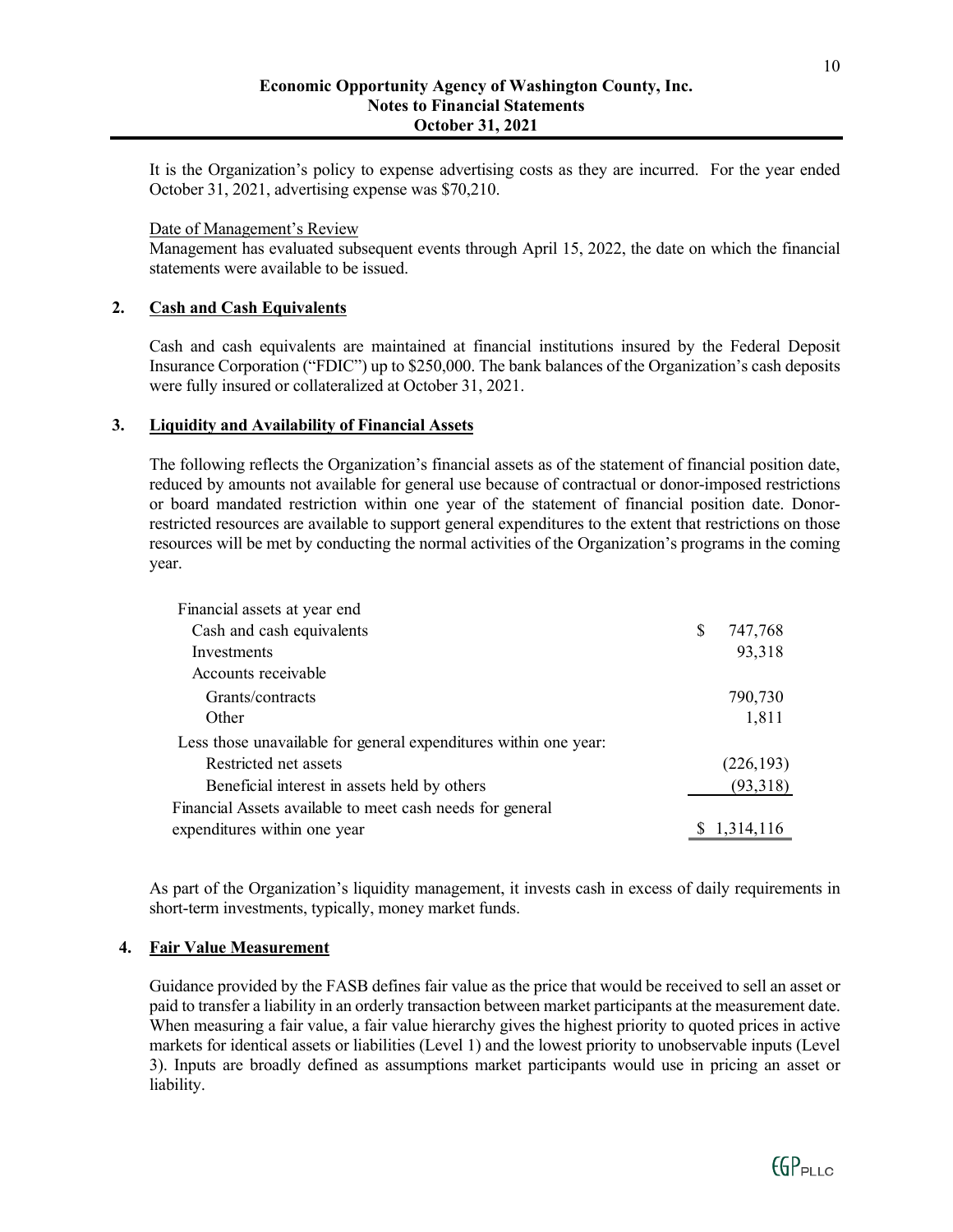It is the Organization's policy to expense advertising costs as they are incurred. For the year ended October 31, 2021, advertising expense was $70,210.

Date of Management's Review

Management has evaluated subsequent events through April 15, 2022, the date on which the financial statements were available to be issued.

## 2. Cash and Cash Equivalents

Cash and cash equivalents are maintained at financial institutions insured by the Federal Deposit Insurance Corporation ("FDIC") up to $250,000. The bank balances of the Organization's cash deposits were fully insured or collateralized at October 31, 2021.

## 3. Liquidity and Availability of Financial Assets

The following reflects the Organization's financial assets as of the statement of financial position date, reduced by amounts not available for general use because of contractual or donor-imposed restrictions or board mandated restriction within one year of the statement of financial position date. Donor-restricted resources are available to support general expenditures to the extent that restrictions on those resources will be met by conducting the normal activities of the Organization's programs in the coming year.

| | |
|---|---|
| Financial assets at year end | |
| Cash and cash equivalents | $ 747,768 |
| Investments | 93,318 |
| Accounts receivable | |
| Grants/contracts | 790,730 |
| Other | 1,811 |
| Less those unavailable for general expenditures within one year: | |
| Restricted net assets | (226,193) |
| Beneficial interest in assets held by others | (93,318) |
| Financial Assets available to meet cash needs for general expenditures within one year | $ 1,314,116 |

As part of the Organization's liquidity management, it invests cash in excess of daily requirements in short-term investments, typically, money market funds.

## 4. Fair Value Measurement

Guidance provided by the FASB defines fair value as the price that would be received to sell an asset or paid to transfer a liability in an orderly transaction between market participants at the measurement date. When measuring a fair value, a fair value hierarchy gives the highest priority to quoted prices in active markets for identical assets or liabilities (Level 1) and the lowest priority to unobservable inputs (Level 3). Inputs are broadly defined as assumptions market participants would use in pricing an asset or liability.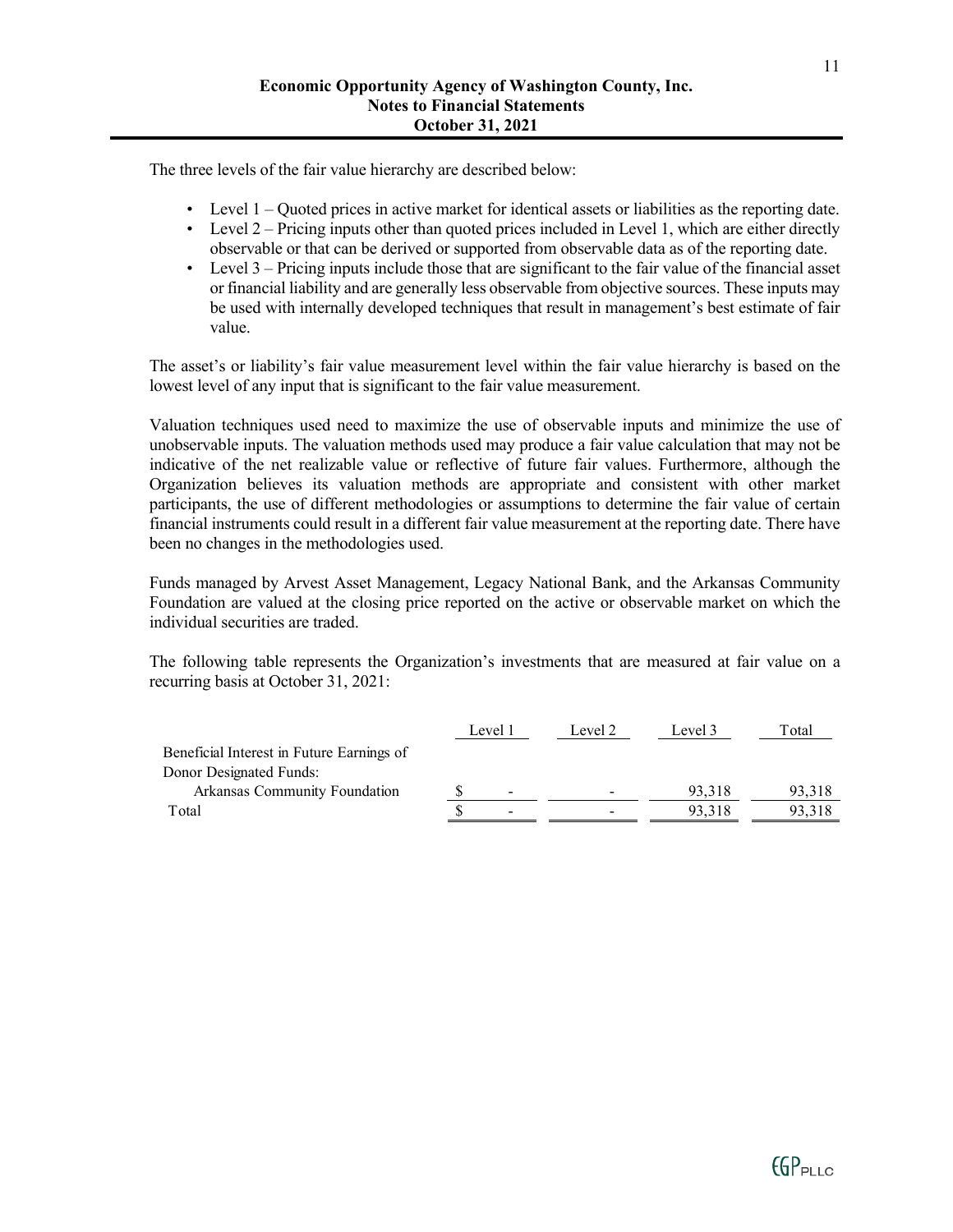The three levels of the fair value hierarchy are described below:

- Level 1 – Quoted prices in active market for identical assets or liabilities as the reporting date.
- Level 2 – Pricing inputs other than quoted prices included in Level 1, which are either directly observable or that can be derived or supported from observable data as of the reporting date.
- Level 3 – Pricing inputs include those that are significant to the fair value of the financial asset or financial liability and are generally less observable from objective sources. These inputs may be used with internally developed techniques that result in management's best estimate of fair value.

The asset's or liability's fair value measurement level within the fair value hierarchy is based on the lowest level of any input that is significant to the fair value measurement.

Valuation techniques used need to maximize the use of observable inputs and minimize the use of unobservable inputs. The valuation methods used may produce a fair value calculation that may not be indicative of the net realizable value or reflective of future fair values. Furthermore, although the Organization believes its valuation methods are appropriate and consistent with other market participants, the use of different methodologies or assumptions to determine the fair value of certain financial instruments could result in a different fair value measurement at the reporting date. There have been no changes in the methodologies used.

Funds managed by Arvest Asset Management, Legacy National Bank, and the Arkansas Community Foundation are valued at the closing price reported on the active or observable market on which the individual securities are traded.

The following table represents the Organization's investments that are measured at fair value on a recurring basis at October 31, 2021:

| | Level 1 | Level 2 | Level 3 | Total |
|---|---|---|---|---|
| Beneficial Interest in Future Earnings of Donor Designated Funds: | | | | |
| Arkansas Community Foundation | $ - | - | 93,318 | 93,318 |
| Total | $ - | - | 93,318 | 93,318 |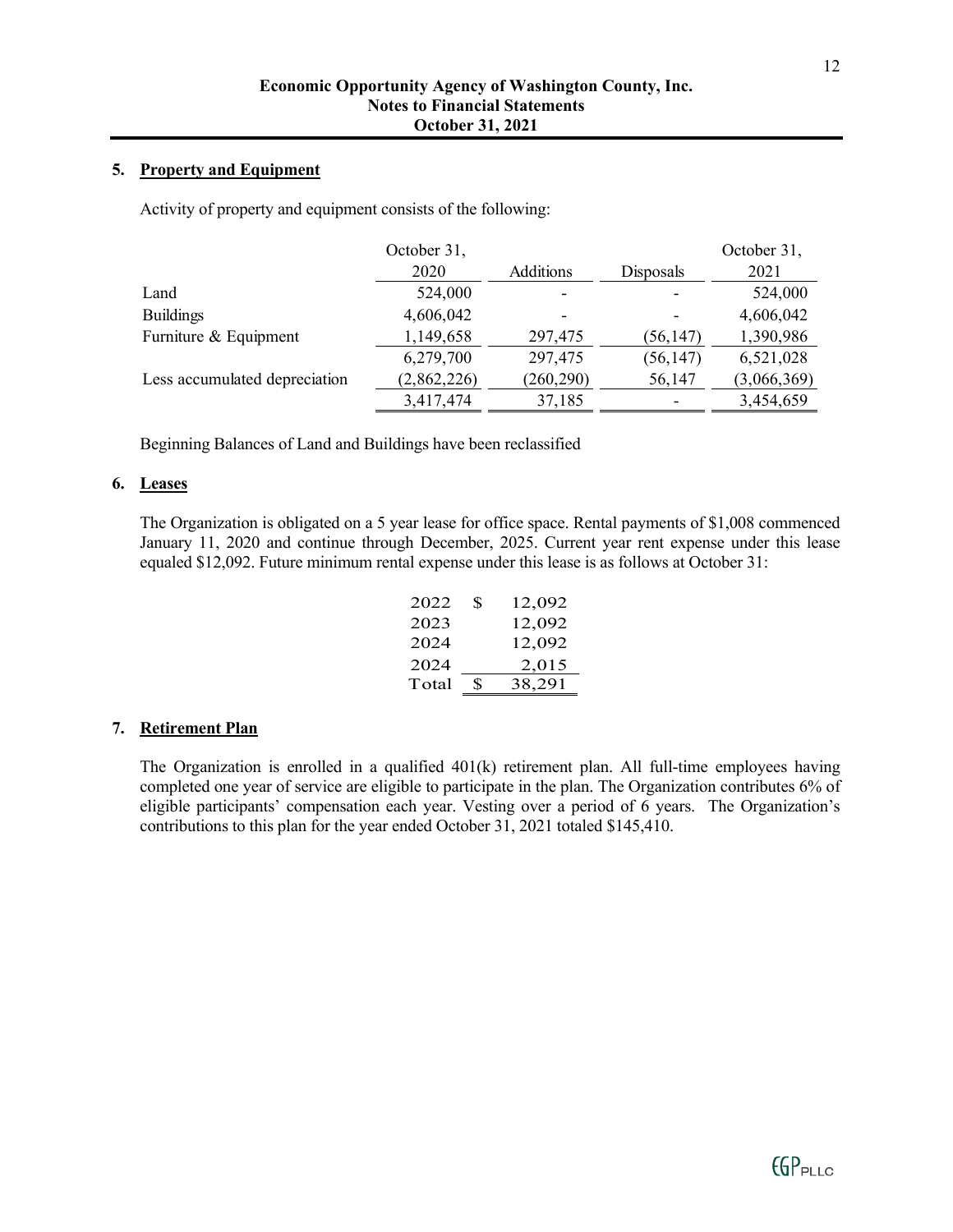**Economic Opportunity Agency of Washington County, Inc.**
**Notes to Financial Statements**
**October 31, 2021**

## 5. Property and Equipment

Activity of property and equipment consists of the following:

| | October 31, 2020 | Additions | Disposals | October 31, 2021 |
|---|---|---|---|---|
| Land | 524,000 | - | - | 524,000 |
| Buildings | 4,606,042 | - | - | 4,606,042 |
| Furniture & Equipment | 1,149,658 | 297,475 | (56,147) | 1,390,986 |
| | 6,279,700 | 297,475 | (56,147) | 6,521,028 |
| Less accumulated depreciation | (2,862,226) | (260,290) | 56,147 | (3,066,369) |
| | 3,417,474 | 37,185 | - | 3,454,659 |

Beginning Balances of Land and Buildings have been reclassified

## 6. Leases

The Organization is obligated on a 5 year lease for office space. Rental payments of $1,008 commenced January 11, 2020 and continue through December, 2025. Current year rent expense under this lease equaled $12,092. Future minimum rental expense under this lease is as follows at October 31:

| | | |
|---|---|---|
| 2022 | $ | 12,092 |
| 2023 | | 12,092 |
| 2024 | | 12,092 |
| 2024 | | 2,015 |
| Total | $ | 38,291 |

## 7. Retirement Plan

The Organization is enrolled in a qualified 401(k) retirement plan. All full-time employees having completed one year of service are eligible to participate in the plan. The Organization contributes 6% of eligible participants' compensation each year. Vesting over a period of 6 years. The Organization's contributions to this plan for the year ended October 31, 2021 totaled $145,410.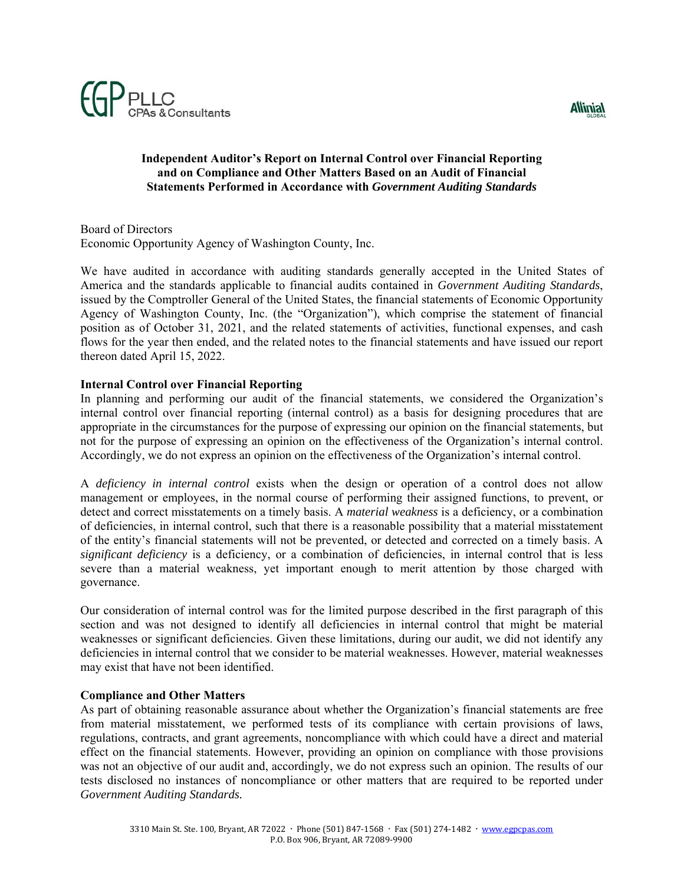EGP PLLC CPAs & Consultants

Allinial GLOBAL

**Independent Auditor's Report on Internal Control over Financial Reporting and on Compliance and Other Matters Based on an Audit of Financial Statements Performed in Accordance with *Government Auditing Standards***

Board of Directors
Economic Opportunity Agency of Washington County, Inc.

We have audited in accordance with auditing standards generally accepted in the United States of America and the standards applicable to financial audits contained in *Government Auditing Standards*, issued by the Comptroller General of the United States, the financial statements of Economic Opportunity Agency of Washington County, Inc. (the "Organization"), which comprise the statement of financial position as of October 31, 2021, and the related statements of activities, functional expenses, and cash flows for the year then ended, and the related notes to the financial statements and have issued our report thereon dated April 15, 2022.

**Internal Control over Financial Reporting**

In planning and performing our audit of the financial statements, we considered the Organization's internal control over financial reporting (internal control) as a basis for designing procedures that are appropriate in the circumstances for the purpose of expressing our opinion on the financial statements, but not for the purpose of expressing an opinion on the effectiveness of the Organization's internal control. Accordingly, we do not express an opinion on the effectiveness of the Organization's internal control.

A *deficiency in internal control* exists when the design or operation of a control does not allow management or employees, in the normal course of performing their assigned functions, to prevent, or detect and correct misstatements on a timely basis. A *material weakness* is a deficiency, or a combination of deficiencies, in internal control, such that there is a reasonable possibility that a material misstatement of the entity's financial statements will not be prevented, or detected and corrected on a timely basis. A *significant deficiency* is a deficiency, or a combination of deficiencies, in internal control that is less severe than a material weakness, yet important enough to merit attention by those charged with governance.

Our consideration of internal control was for the limited purpose described in the first paragraph of this section and was not designed to identify all deficiencies in internal control that might be material weaknesses or significant deficiencies. Given these limitations, during our audit, we did not identify any deficiencies in internal control that we consider to be material weaknesses. However, material weaknesses may exist that have not been identified.

**Compliance and Other Matters**

As part of obtaining reasonable assurance about whether the Organization's financial statements are free from material misstatement, we performed tests of its compliance with certain provisions of laws, regulations, contracts, and grant agreements, noncompliance with which could have a direct and material effect on the financial statements. However, providing an opinion on compliance with those provisions was not an objective of our audit and, accordingly, we do not express such an opinion. The results of our tests disclosed no instances of noncompliance or other matters that are required to be reported under *Government Auditing Standards.*

3310 Main St. Ste. 100, Bryant, AR 72022 · Phone (501) 847-1568 · Fax (501) 274-1482 · www.egpcpas.com
P.O. Box 906, Bryant, AR 72089-9900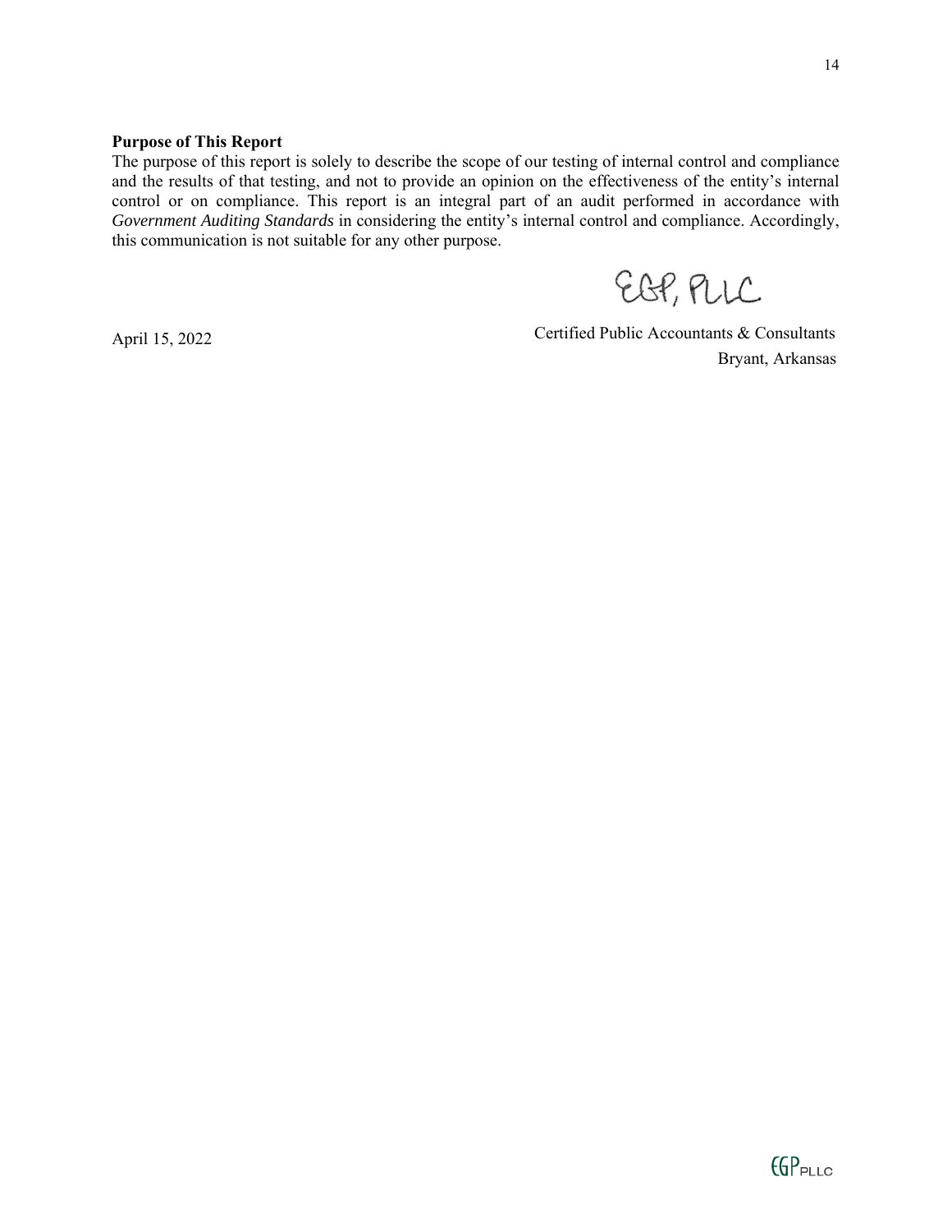**Purpose of This Report**

The purpose of this report is solely to describe the scope of our testing of internal control and compliance and the results of that testing, and not to provide an opinion on the effectiveness of the entity's internal control or on compliance. This report is an integral part of an audit performed in accordance with *Government Auditing Standards* in considering the entity's internal control and compliance. Accordingly, this communication is not suitable for any other purpose.

EGP, PLLC

April 15, 2022

Certified Public Accountants & Consultants
Bryant, Arkansas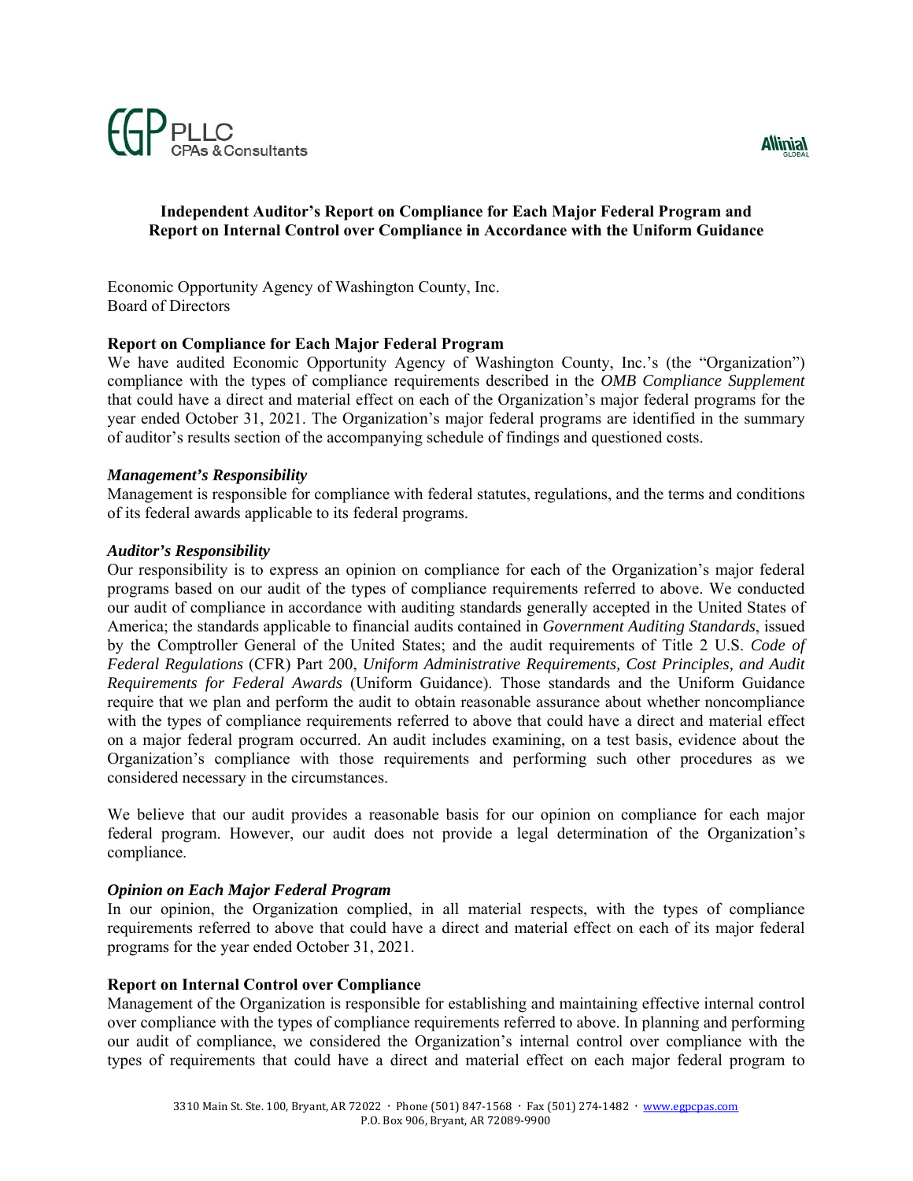# Independent Auditor's Report on Compliance for Each Major Federal Program and Report on Internal Control over Compliance in Accordance with the Uniform Guidance

Economic Opportunity Agency of Washington County, Inc.
Board of Directors

## Report on Compliance for Each Major Federal Program

We have audited Economic Opportunity Agency of Washington County, Inc.'s (the "Organization") compliance with the types of compliance requirements described in the *OMB Compliance Supplement* that could have a direct and material effect on each of the Organization's major federal programs for the year ended October 31, 2021. The Organization's major federal programs are identified in the summary of auditor's results section of the accompanying schedule of findings and questioned costs.

### *Management's Responsibility*

Management is responsible for compliance with federal statutes, regulations, and the terms and conditions of its federal awards applicable to its federal programs.

### *Auditor's Responsibility*

Our responsibility is to express an opinion on compliance for each of the Organization's major federal programs based on our audit of the types of compliance requirements referred to above. We conducted our audit of compliance in accordance with auditing standards generally accepted in the United States of America; the standards applicable to financial audits contained in *Government Auditing Standards*, issued by the Comptroller General of the United States; and the audit requirements of Title 2 U.S. *Code of Federal Regulations* (CFR) Part 200, *Uniform Administrative Requirements, Cost Principles, and Audit Requirements for Federal Awards* (Uniform Guidance). Those standards and the Uniform Guidance require that we plan and perform the audit to obtain reasonable assurance about whether noncompliance with the types of compliance requirements referred to above that could have a direct and material effect on a major federal program occurred. An audit includes examining, on a test basis, evidence about the Organization's compliance with those requirements and performing such other procedures as we considered necessary in the circumstances.

We believe that our audit provides a reasonable basis for our opinion on compliance for each major federal program. However, our audit does not provide a legal determination of the Organization's compliance.

### *Opinion on Each Major Federal Program*

In our opinion, the Organization complied, in all material respects, with the types of compliance requirements referred to above that could have a direct and material effect on each of its major federal programs for the year ended October 31, 2021.

## Report on Internal Control over Compliance

Management of the Organization is responsible for establishing and maintaining effective internal control over compliance with the types of compliance requirements referred to above. In planning and performing our audit of compliance, we considered the Organization's internal control over compliance with the types of requirements that could have a direct and material effect on each major federal program to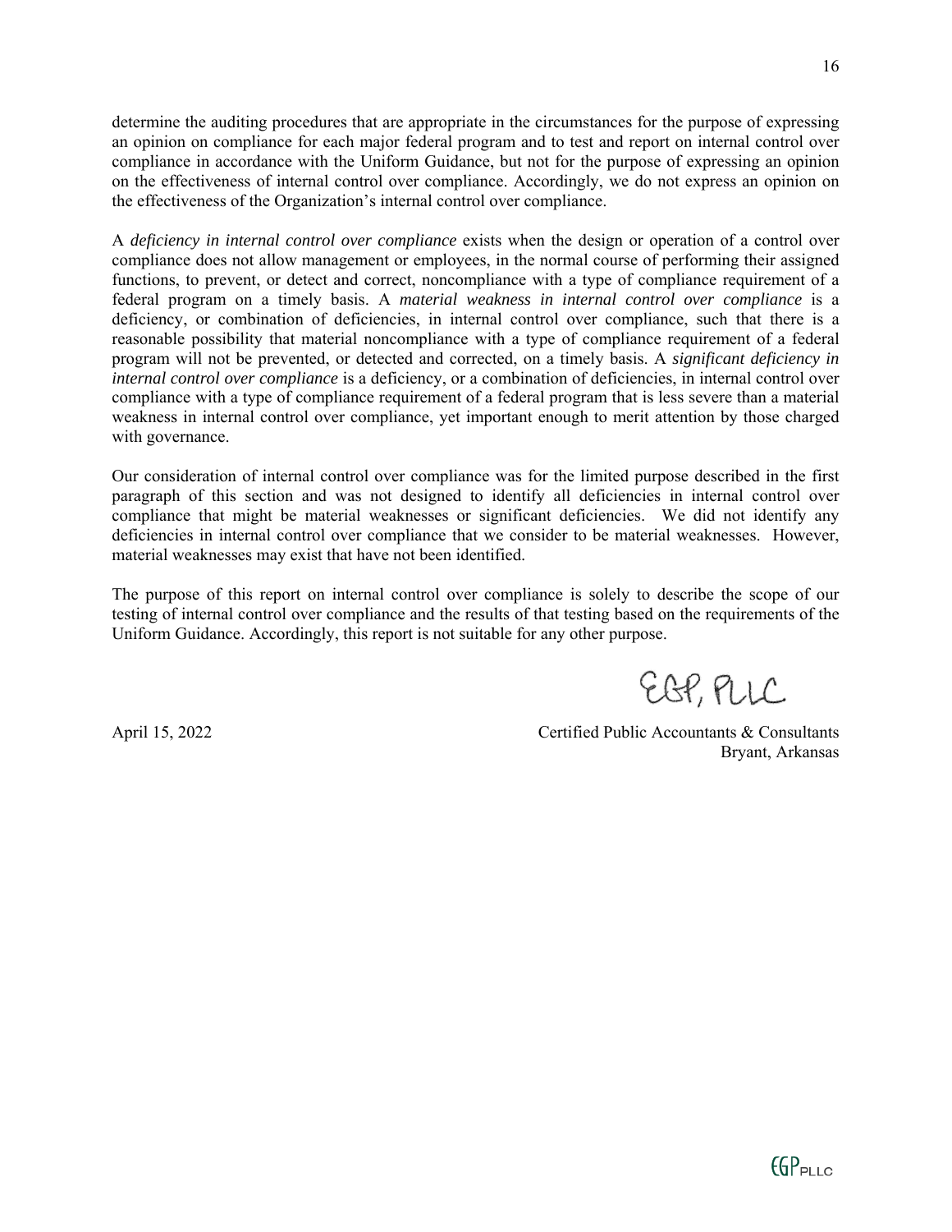determine the auditing procedures that are appropriate in the circumstances for the purpose of expressing an opinion on compliance for each major federal program and to test and report on internal control over compliance in accordance with the Uniform Guidance, but not for the purpose of expressing an opinion on the effectiveness of internal control over compliance. Accordingly, we do not express an opinion on the effectiveness of the Organization's internal control over compliance.

A *deficiency in internal control over compliance* exists when the design or operation of a control over compliance does not allow management or employees, in the normal course of performing their assigned functions, to prevent, or detect and correct, noncompliance with a type of compliance requirement of a federal program on a timely basis. A *material weakness in internal control over compliance* is a deficiency, or combination of deficiencies, in internal control over compliance, such that there is a reasonable possibility that material noncompliance with a type of compliance requirement of a federal program will not be prevented, or detected and corrected, on a timely basis. A *significant deficiency in internal control over compliance* is a deficiency, or a combination of deficiencies, in internal control over compliance with a type of compliance requirement of a federal program that is less severe than a material weakness in internal control over compliance, yet important enough to merit attention by those charged with governance.

Our consideration of internal control over compliance was for the limited purpose described in the first paragraph of this section and was not designed to identify all deficiencies in internal control over compliance that might be material weaknesses or significant deficiencies. We did not identify any deficiencies in internal control over compliance that we consider to be material weaknesses. However, material weaknesses may exist that have not been identified.

The purpose of this report on internal control over compliance is solely to describe the scope of our testing of internal control over compliance and the results of that testing based on the requirements of the Uniform Guidance. Accordingly, this report is not suitable for any other purpose.

EGP, PLLC

April 15, 2022

Certified Public Accountants & Consultants
Bryant, Arkansas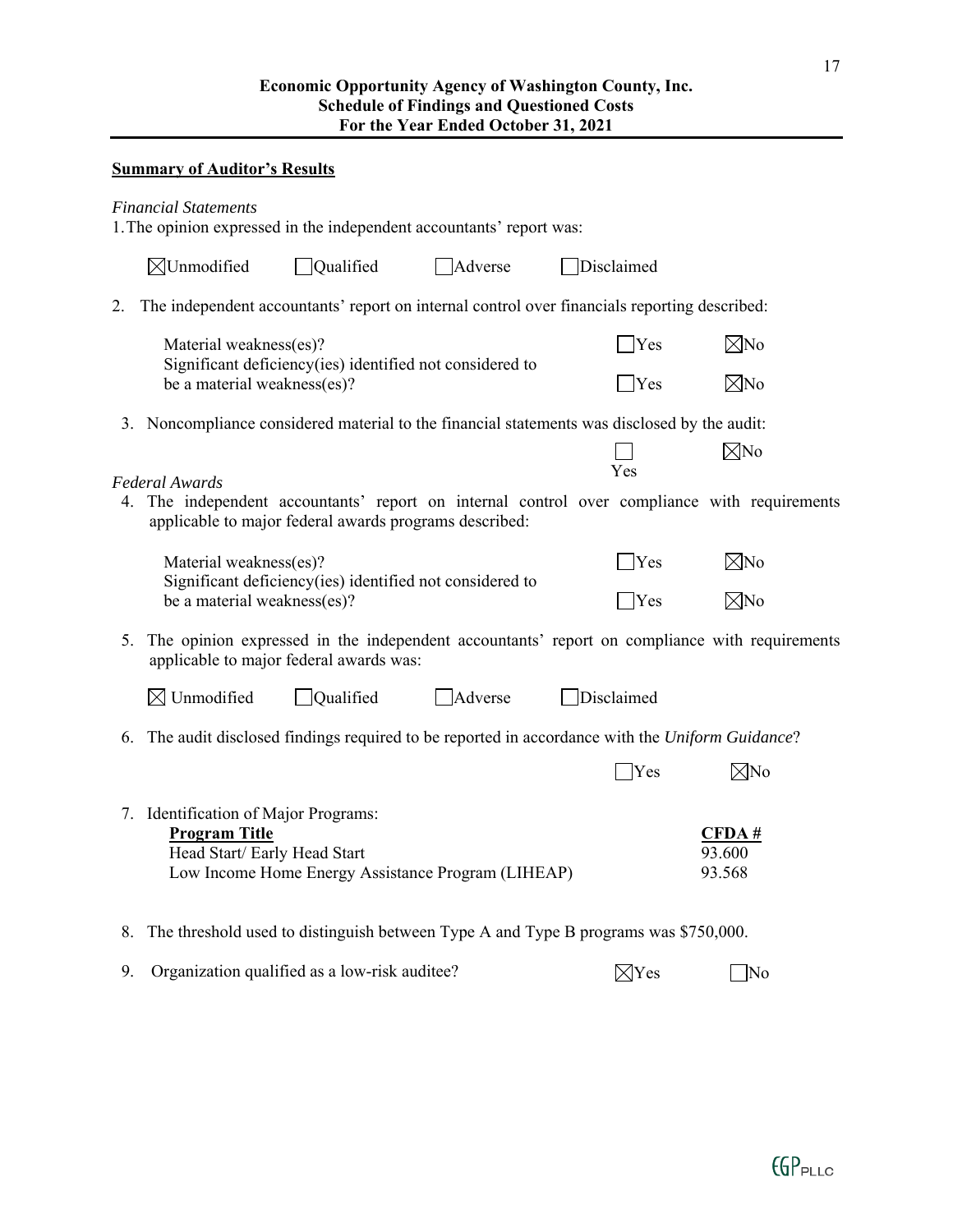**Economic Opportunity Agency of Washington County, Inc.**
**Schedule of Findings and Questioned Costs**
**For the Year Ended October 31, 2021**

**Summary of Auditor's Results**

*Financial Statements*

1. The opinion expressed in the independent accountants' report was:

☒ Unmodified ☐ Qualified ☐ Adverse ☐ Disclaimed

2. The independent accountants' report on internal control over financials reporting described:

| | | |
|---|---|---|
| Material weakness(es)? | ☐ Yes | ☒ No |
| Significant deficiency(ies) identified not considered to be a material weakness(es)? | ☐ Yes | ☒ No |

3. Noncompliance considered material to the financial statements was disclosed by the audit:

☐ Yes ☒ No

*Federal Awards*

4. The independent accountants' report on internal control over compliance with requirements applicable to major federal awards programs described:

| | | |
|---|---|---|
| Material weakness(es)? | ☐ Yes | ☒ No |
| Significant deficiency(ies) identified not considered to be a material weakness(es)? | ☐ Yes | ☒ No |

5. The opinion expressed in the independent accountants' report on compliance with requirements applicable to major federal awards was:

☒ Unmodified ☐ Qualified ☐ Adverse ☐ Disclaimed

6. The audit disclosed findings required to be reported in accordance with the *Uniform Guidance*?

☐ Yes ☒ No

7. Identification of Major Programs:

| **Program Title** | **CFDA #** |
|---|---|
| Head Start/ Early Head Start | 93.600 |
| Low Income Home Energy Assistance Program (LIHEAP) | 93.568 |

8. The threshold used to distinguish between Type A and Type B programs was $750,000.

9. Organization qualified as a low-risk auditee? ☒ Yes ☐ No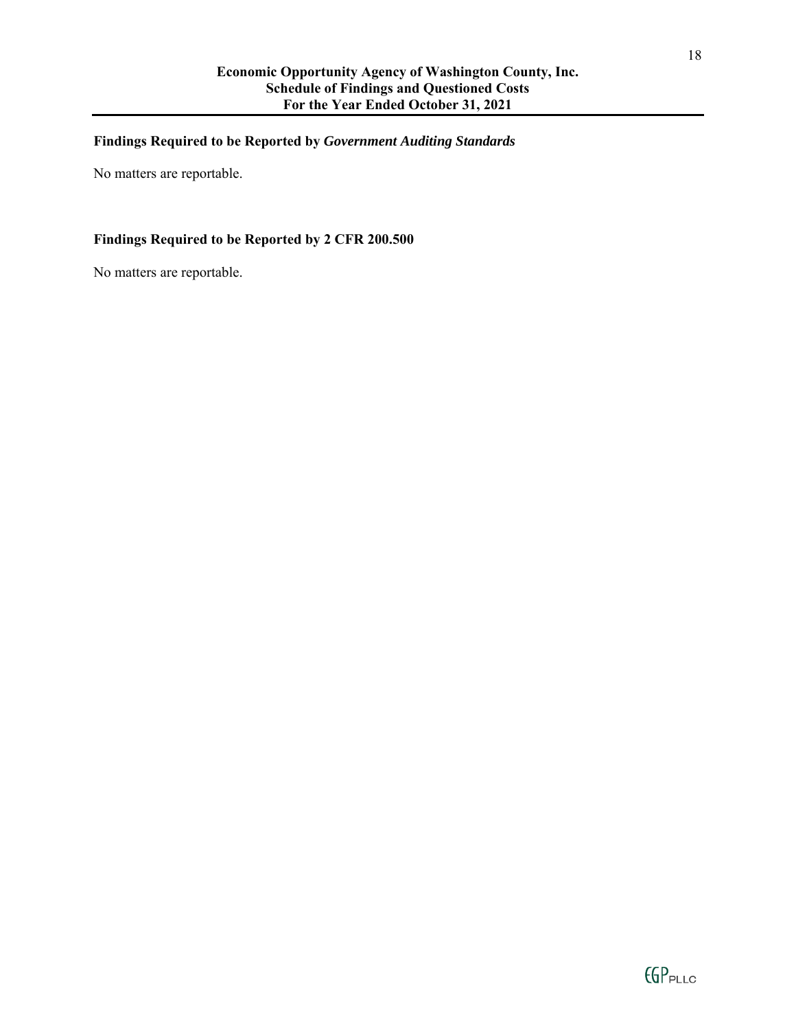# Economic Opportunity Agency of Washington County, Inc.
## Schedule of Findings and Questioned Costs
## For the Year Ended October 31, 2021

### Findings Required to be Reported by *Government Auditing Standards*

No matters are reportable.

### Findings Required to be Reported by 2 CFR 200.500

No matters are reportable.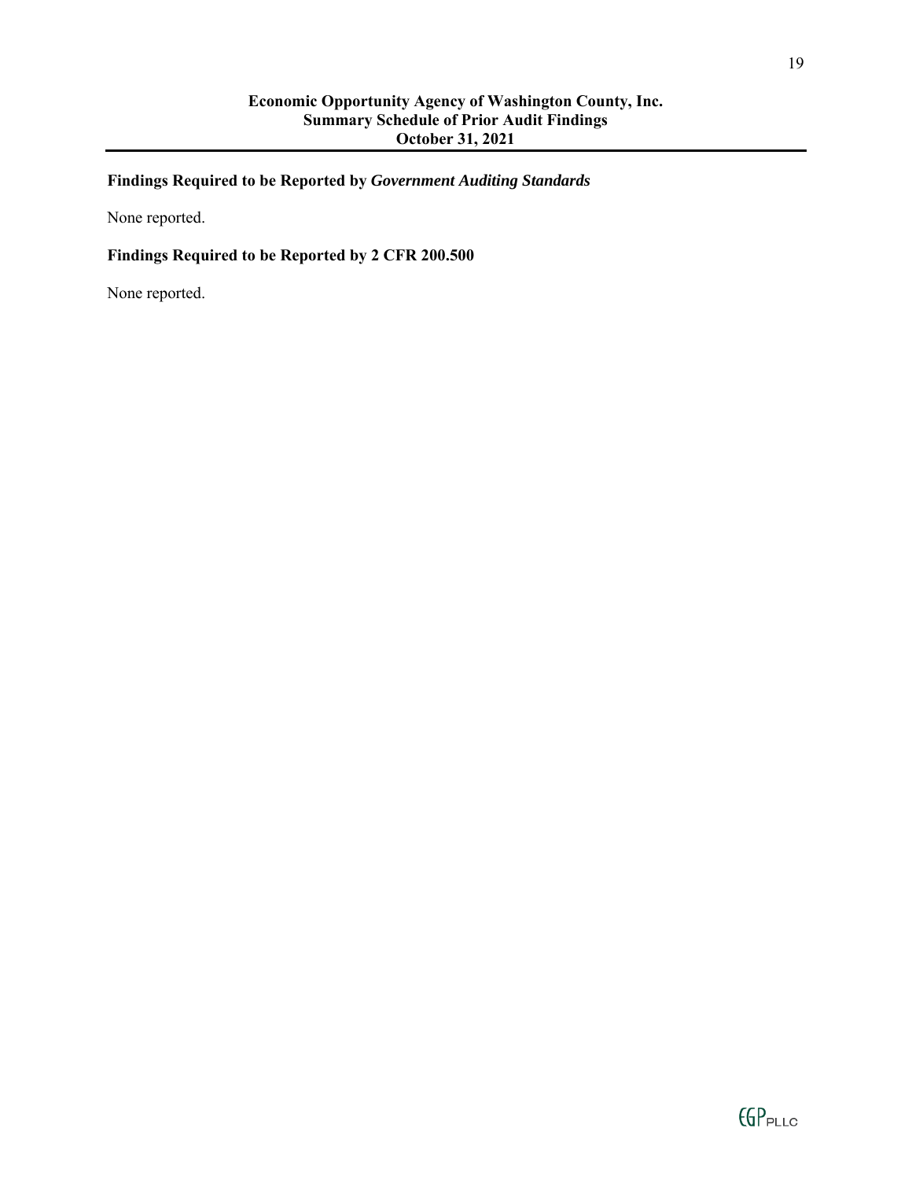**Economic Opportunity Agency of Washington County, Inc.**
**Summary Schedule of Prior Audit Findings**
**October 31, 2021**

## Findings Required to be Reported by *Government Auditing Standards*

None reported.

## Findings Required to be Reported by 2 CFR 200.500

None reported.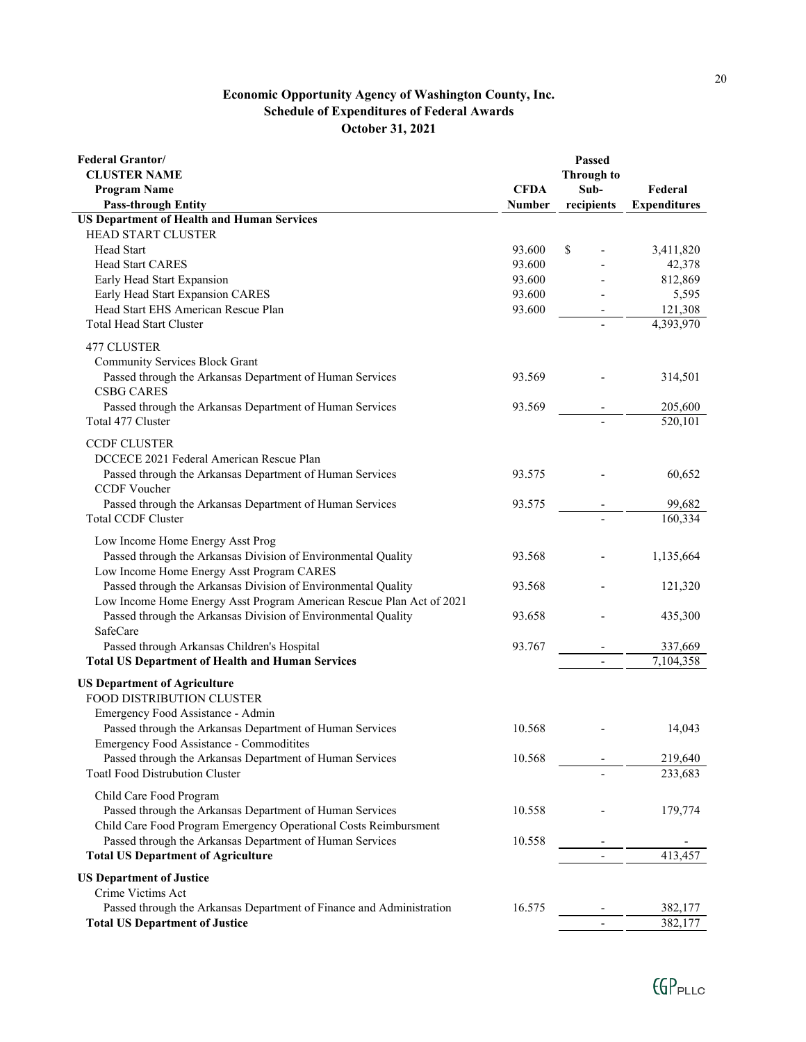# Economic Opportunity Agency of Washington County, Inc.
## Schedule of Expenditures of Federal Awards
## October 31, 2021

| Federal Grantor/ CLUSTER NAME Program Name Pass-through Entity | CFDA Number | Passed Through to Sub-recipients | Federal Expenditures |
|---|---|---|---|
| **US Department of Health and Human Services** | | | |
| HEAD START CLUSTER | | | |
| Head Start | 93.600 | $ - | 3,411,820 |
| Head Start CARES | 93.600 | - | 42,378 |
| Early Head Start Expansion | 93.600 | - | 812,869 |
| Early Head Start Expansion CARES | 93.600 | - | 5,595 |
| Head Start EHS American Rescue Plan | 93.600 | - | 121,308 |
| Total Head Start Cluster | | - | 4,393,970 |
| 477 CLUSTER | | | |
| Community Services Block Grant | | | |
| Passed through the Arkansas Department of Human Services | 93.569 | - | 314,501 |
| CSBG CARES | | | |
| Passed through the Arkansas Department of Human Services | 93.569 | - | 205,600 |
| Total 477 Cluster | | - | 520,101 |
| CCDF CLUSTER | | | |
| DCCECE 2021 Federal American Rescue Plan | | | |
| Passed through the Arkansas Department of Human Services | 93.575 | - | 60,652 |
| CCDF Voucher | | | |
| Passed through the Arkansas Department of Human Services | 93.575 | - | 99,682 |
| Total CCDF Cluster | | - | 160,334 |
| Low Income Home Energy Asst Prog | | | |
| Passed through the Arkansas Division of Environmental Quality | 93.568 | - | 1,135,664 |
| Low Income Home Energy Asst Program CARES | | | |
| Passed through the Arkansas Division of Environmental Quality | 93.568 | - | 121,320 |
| Low Income Home Energy Asst Program American Rescue Plan Act of 2021 | | | |
| Passed through the Arkansas Division of Environmental Quality | 93.658 | - | 435,300 |
| SafeCare | | | |
| Passed through Arkansas Children's Hospital | 93.767 | - | 337,669 |
| **Total US Department of Health and Human Services** | | - | 7,104,358 |
| **US Department of Agriculture** | | | |
| FOOD DISTRIBUTION CLUSTER | | | |
| Emergency Food Assistance - Admin | | | |
| Passed through the Arkansas Department of Human Services | 10.568 | - | 14,043 |
| Emergency Food Assistance - Commoditites | | | |
| Passed through the Arkansas Department of Human Services | 10.568 | - | 219,640 |
| Toatl Food Distrubution Cluster | | - | 233,683 |
| Child Care Food Program | | | |
| Passed through the Arkansas Department of Human Services | 10.558 | - | 179,774 |
| Child Care Food Program Emergency Operational Costs Reimbursment | | | |
| Passed through the Arkansas Department of Human Services | 10.558 | - | - |
| **Total US Department of Agriculture** | | - | 413,457 |
| **US Department of Justice** | | | |
| Crime Victims Act | | | |
| Passed through the Arkansas Department of Finance and Administration | 16.575 | - | 382,177 |
| **Total US Department of Justice** | | - | 382,177 |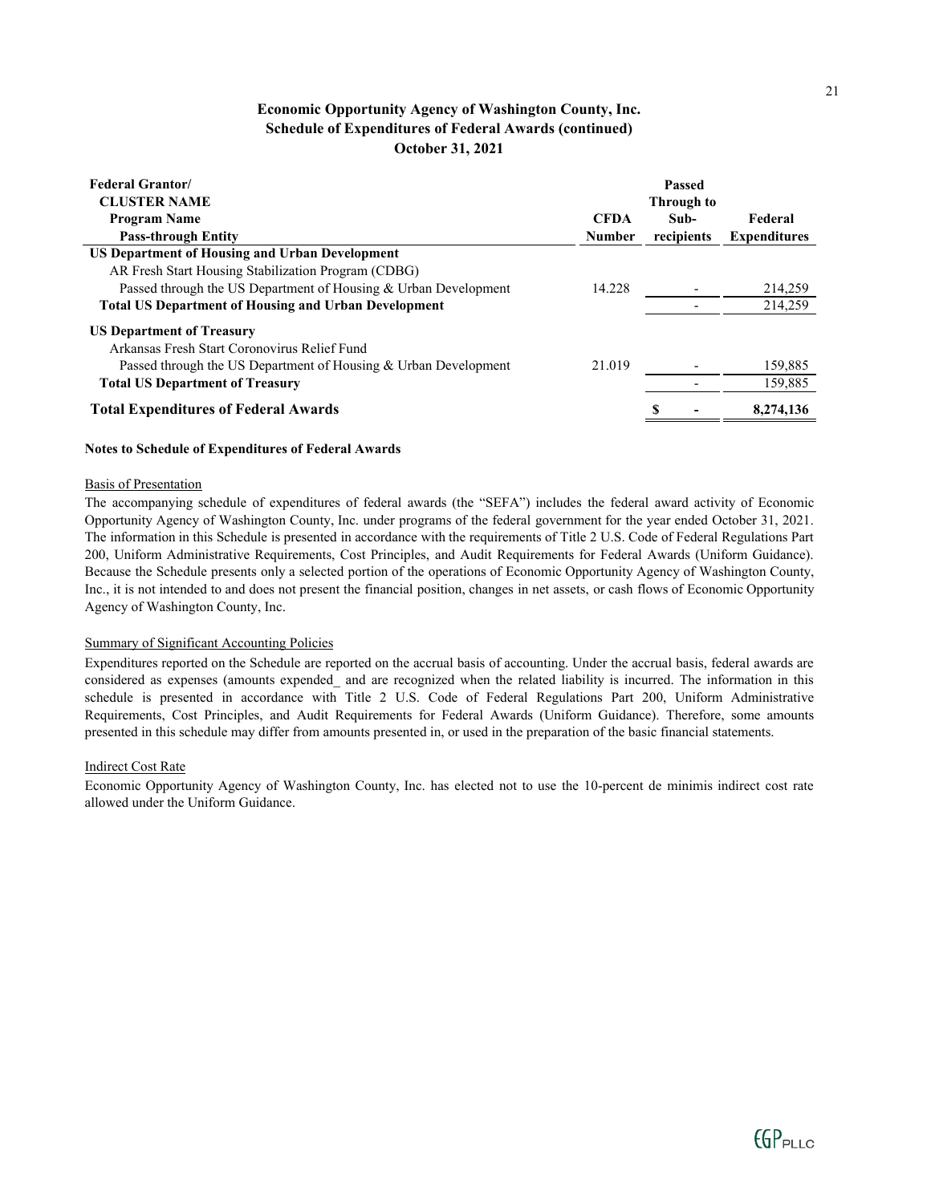# Economic Opportunity Agency of Washington County, Inc.
## Schedule of Expenditures of Federal Awards (continued)
## October 31, 2021

| Federal Grantor/<br>CLUSTER NAME<br>Program Name<br>Pass-through Entity | CFDA Number | Passed Through to Sub-recipients | Federal Expenditures |
|---|---|---|---|
| **US Department of Housing and Urban Development** | | | |
| AR Fresh Start Housing Stabilization Program (CDBG) | | | |
| Passed through the US Department of Housing & Urban Development | 14.228 | - | 214,259 |
| **Total US Department of Housing and Urban Development** | | - | 214,259 |
| **US Department of Treasury** | | | |
| Arkansas Fresh Start Coronovirus Relief Fund | | | |
| Passed through the US Department of Housing & Urban Development | 21.019 | - | 159,885 |
| **Total US Department of Treasury** | | - | 159,885 |
| **Total Expenditures of Federal Awards** | | **$ -** | **8,274,136** |

#### Notes to Schedule of Expenditures of Federal Awards

Basis of Presentation

The accompanying schedule of expenditures of federal awards (the "SEFA") includes the federal award activity of Economic Opportunity Agency of Washington County, Inc. under programs of the federal government for the year ended October 31, 2021. The information in this Schedule is presented in accordance with the requirements of Title 2 U.S. Code of Federal Regulations Part 200, Uniform Administrative Requirements, Cost Principles, and Audit Requirements for Federal Awards (Uniform Guidance). Because the Schedule presents only a selected portion of the operations of Economic Opportunity Agency of Washington County, Inc., it is not intended to and does not present the financial position, changes in net assets, or cash flows of Economic Opportunity Agency of Washington County, Inc.

Summary of Significant Accounting Policies

Expenditures reported on the Schedule are reported on the accrual basis of accounting. Under the accrual basis, federal awards are considered as expenses (amounts expended_ and are recognized when the related liability is incurred. The information in this schedule is presented in accordance with Title 2 U.S. Code of Federal Regulations Part 200, Uniform Administrative Requirements, Cost Principles, and Audit Requirements for Federal Awards (Uniform Guidance). Therefore, some amounts presented in this schedule may differ from amounts presented in, or used in the preparation of the basic financial statements.

Indirect Cost Rate

Economic Opportunity Agency of Washington County, Inc. has elected not to use the 10-percent de minimis indirect cost rate allowed under the Uniform Guidance.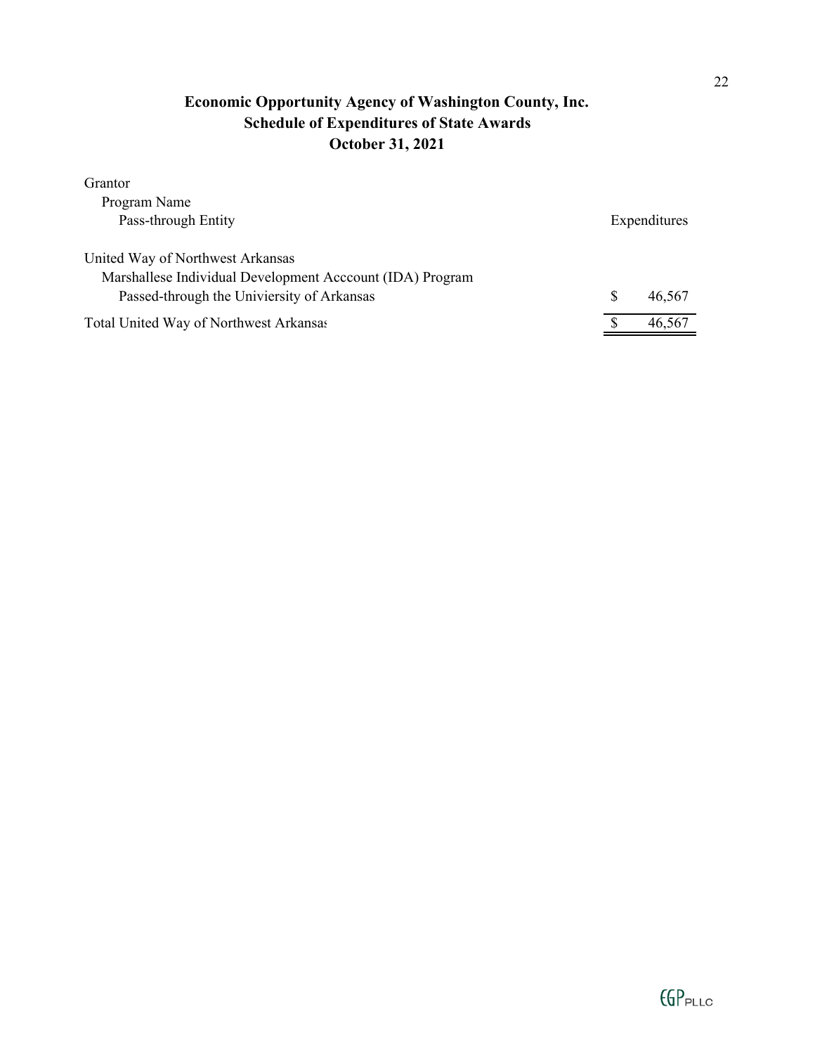# Economic Opportunity Agency of Washington County, Inc.
## Schedule of Expenditures of State Awards
## October 31, 2021

| Grantor<br>Program Name<br>Pass-through Entity | Expenditures |
|---|---|
| United Way of Northwest Arkansas | |
| Marshallese Individual Development Acccount (IDA) Program | |
| Passed-through the Univiersity of Arkansas | $ 46,567 |
| Total United Way of Northwest Arkansas | $ 46,567 |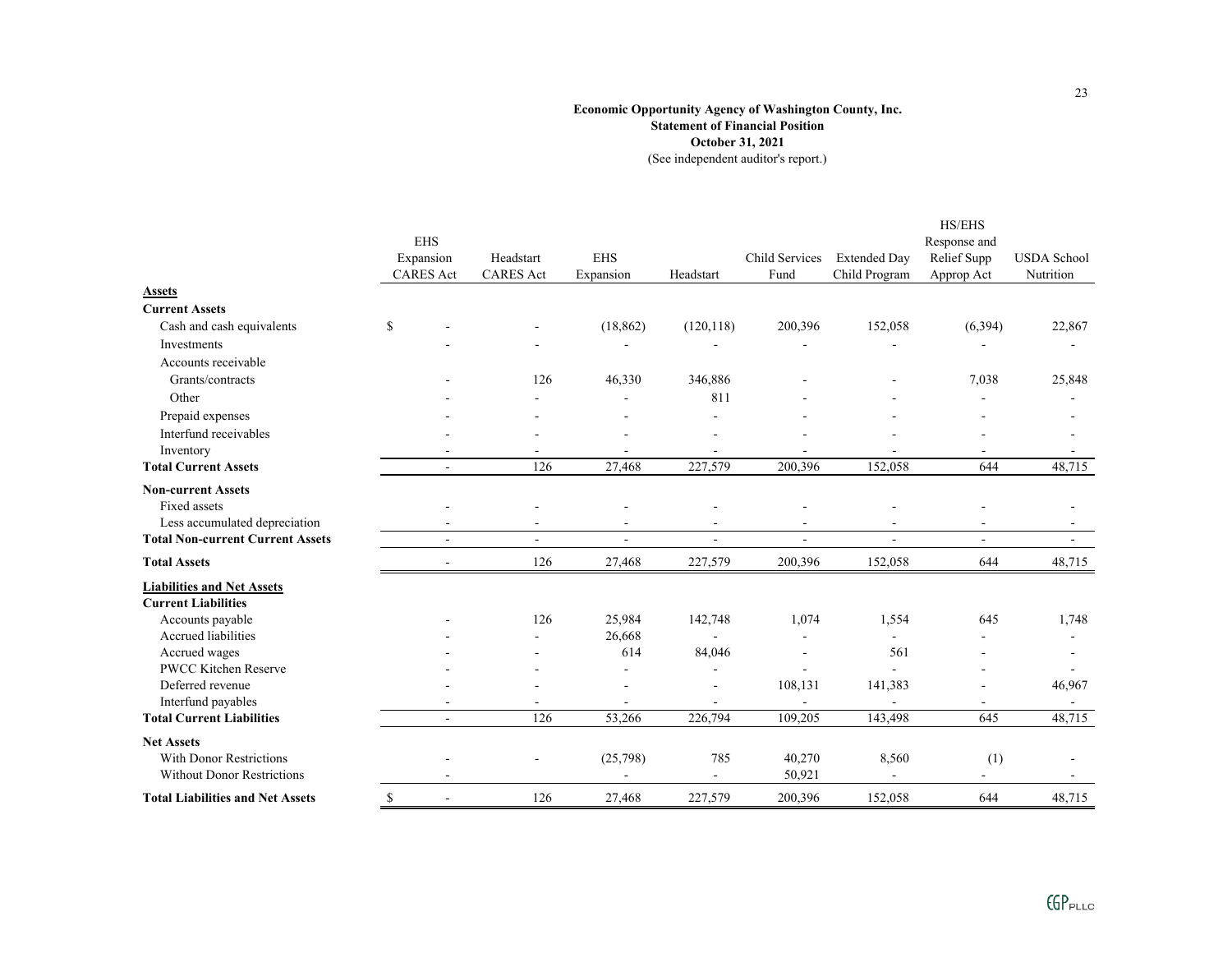**Economic Opportunity Agency of Washington County, Inc.**
**Statement of Financial Position**
**October 31, 2021**
(See independent auditor's report.)

| | EHS Expansion CARES Act | Headstart CARES Act | EHS Expansion | Headstart | Child Services Fund | Extended Day Child Program | HS/EHS Response and Relief Supp Approp Act | USDA School Nutrition |
|---|---|---|---|---|---|---|---|---|
| **Assets** | | | | | | | | |
| **Current Assets** | | | | | | | | |
| Cash and cash equivalents | $ - | - | (18,862) | (120,118) | 200,396 | 152,058 | (6,394) | 22,867 |
| Investments | - | - | - | - | - | - | - | - |
| Accounts receivable | | | | | | | | |
| Grants/contracts | - | 126 | 46,330 | 346,886 | - | - | 7,038 | 25,848 |
| Other | - | - | - | 811 | - | - | - | - |
| Prepaid expenses | - | - | - | - | - | - | - | - |
| Interfund receivables | - | - | - | - | - | - | - | - |
| Inventory | - | - | - | - | - | - | - | - |
| **Total Current Assets** | - | 126 | 27,468 | 227,579 | 200,396 | 152,058 | 644 | 48,715 |
| **Non-current Assets** | | | | | | | | |
| Fixed assets | - | - | - | - | - | - | - | - |
| Less accumulated depreciation | - | - | - | - | - | - | - | - |
| **Total Non-current Current Assets** | - | - | - | - | - | - | - | - |
| **Total Assets** | - | 126 | 27,468 | 227,579 | 200,396 | 152,058 | 644 | 48,715 |
| **Liabilities and Net Assets** | | | | | | | | |
| **Current Liabilities** | | | | | | | | |
| Accounts payable | - | 126 | 25,984 | 142,748 | 1,074 | 1,554 | 645 | 1,748 |
| Accrued liabilities | - | - | 26,668 | - | - | - | - | - |
| Accrued wages | - | - | 614 | 84,046 | - | 561 | - | - |
| PWCC Kitchen Reserve | - | - | - | - | - | - | - | - |
| Deferred revenue | - | - | - | - | 108,131 | 141,383 | - | 46,967 |
| Interfund payables | - | - | - | - | - | - | - | - |
| **Total Current Liabilities** | - | 126 | 53,266 | 226,794 | 109,205 | 143,498 | 645 | 48,715 |
| **Net Assets** | | | | | | | | |
| With Donor Restrictions | - | - | (25,798) | 785 | 40,270 | 8,560 | (1) | - |
| Without Donor Restrictions | - | | - | - | 50,921 | - | - | - |
| **Total Liabilities and Net Assets** | $ - | 126 | 27,468 | 227,579 | 200,396 | 152,058 | 644 | 48,715 |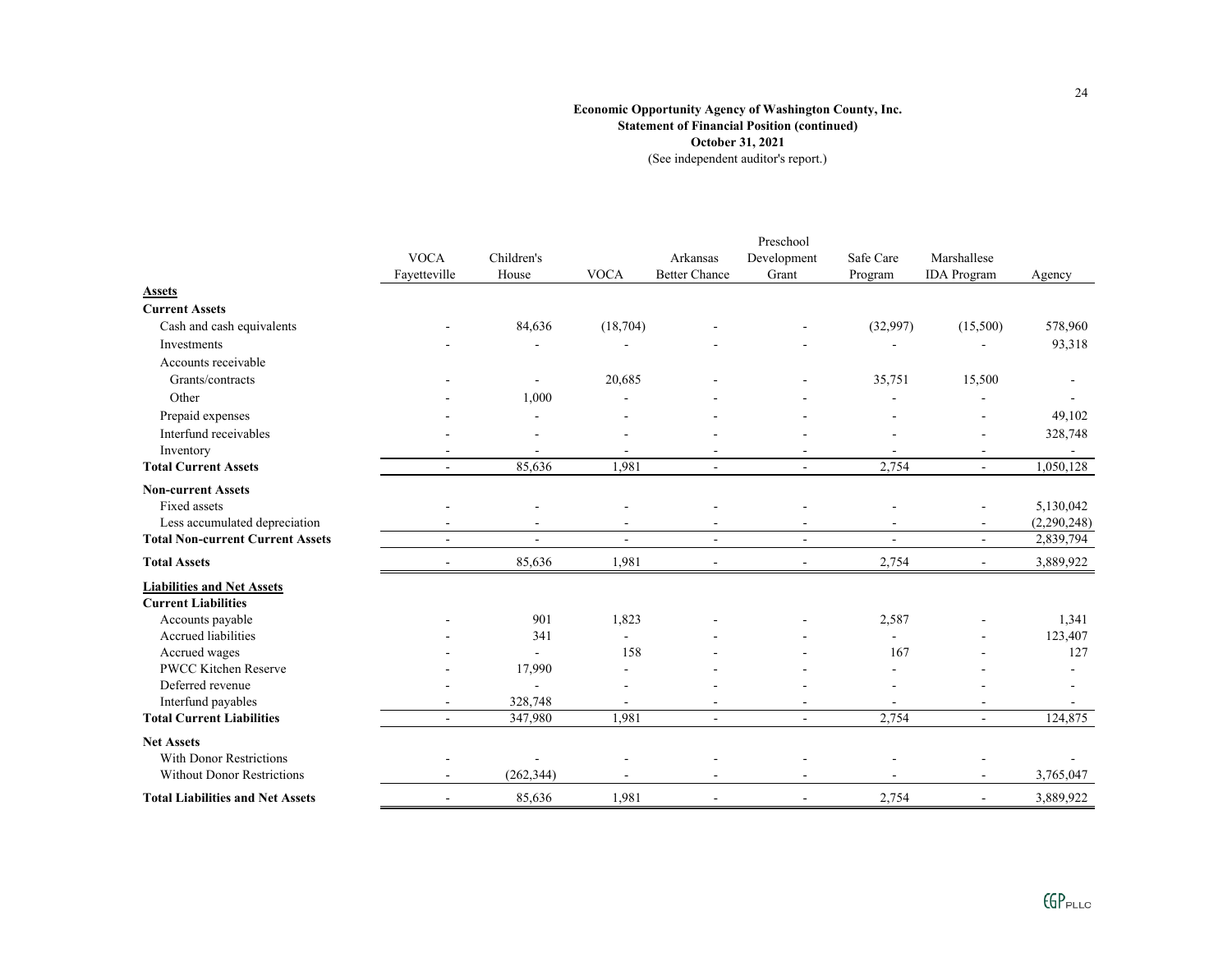**Economic Opportunity Agency of Washington County, Inc.**
**Statement of Financial Position (continued)**
**October 31, 2021**
(See independent auditor's report.)

| | VOCA Fayetteville | Children's House | VOCA | Arkansas Better Chance | Preschool Development Grant | Safe Care Program | Marshallese IDA Program | Agency |
|---|---|---|---|---|---|---|---|---|
| **Assets** | | | | | | | | |
| **Current Assets** | | | | | | | | |
| Cash and cash equivalents | - | 84,636 | (18,704) | - | - | (32,997) | (15,500) | 578,960 |
| Investments | - | - | - | - | - | - | - | 93,318 |
| Accounts receivable | | | | | | | | |
| Grants/contracts | - | - | 20,685 | - | - | 35,751 | 15,500 | - |
| Other | - | 1,000 | - | - | - | - | - | - |
| Prepaid expenses | - | - | - | - | - | - | - | 49,102 |
| Interfund receivables | - | - | - | - | - | - | - | 328,748 |
| Inventory | - | - | - | - | - | - | - | - |
| **Total Current Assets** | - | 85,636 | 1,981 | - | - | 2,754 | - | 1,050,128 |
| **Non-current Assets** | | | | | | | | |
| Fixed assets | - | - | - | - | - | - | - | 5,130,042 |
| Less accumulated depreciation | - | - | - | - | - | - | - | (2,290,248) |
| **Total Non-current Current Assets** | - | - | - | - | - | - | - | 2,839,794 |
| **Total Assets** | - | 85,636 | 1,981 | - | - | 2,754 | - | 3,889,922 |
| **Liabilities and Net Assets** | | | | | | | | |
| **Current Liabilities** | | | | | | | | |
| Accounts payable | - | 901 | 1,823 | - | - | 2,587 | - | 1,341 |
| Accrued liabilities | - | 341 | - | - | - | - | - | 123,407 |
| Accrued wages | - | - | 158 | - | - | 167 | - | 127 |
| PWCC Kitchen Reserve | - | 17,990 | - | - | - | - | - | - |
| Deferred revenue | - | - | - | - | - | - | - | - |
| Interfund payables | - | 328,748 | - | - | - | - | - | - |
| **Total Current Liabilities** | - | 347,980 | 1,981 | - | - | 2,754 | - | 124,875 |
| **Net Assets** | | | | | | | | |
| With Donor Restrictions | - | - | - | - | - | - | - | - |
| Without Donor Restrictions | - | (262,344) | - | - | - | - | - | 3,765,047 |
| **Total Liabilities and Net Assets** | - | 85,636 | 1,981 | - | - | 2,754 | - | 3,889,922 |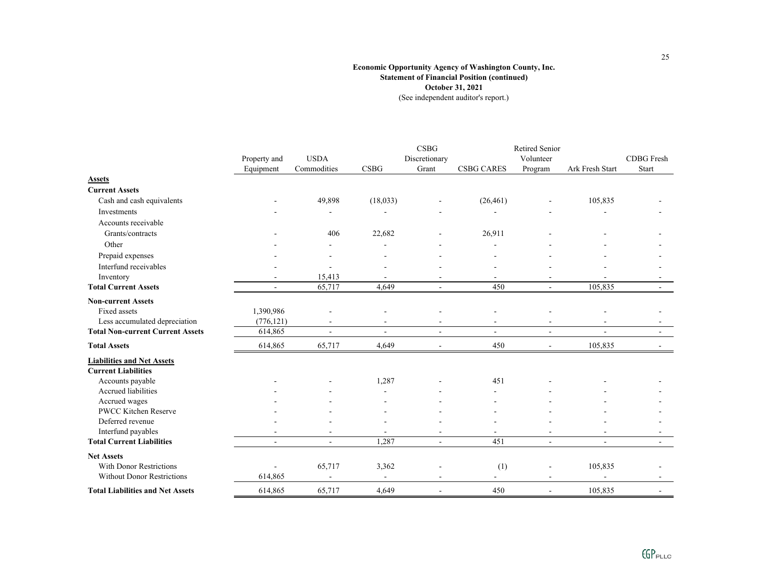**Economic Opportunity Agency of Washington County, Inc.**
**Statement of Financial Position (continued)**
**October 31, 2021**
(See independent auditor's report.)

| | Property and Equipment | USDA Commodities | CSBG | CSBG Discretionary Grant | CSBG CARES | Retired Senior Volunteer Program | Ark Fresh Start | CDBG Fresh Start |
|---|---|---|---|---|---|---|---|---|
| **Assets** | | | | | | | | |
| **Current Assets** | | | | | | | | |
| Cash and cash equivalents | - | 49,898 | (18,033) | - | (26,461) | - | 105,835 | - |
| Investments | - | - | - | - | - | - | - | - |
| Accounts receivable | | | | | | | | |
| Grants/contracts | - | 406 | 22,682 | - | 26,911 | - | - | - |
| Other | - | - | - | - | - | - | - | - |
| Prepaid expenses | - | - | - | - | - | - | - | - |
| Interfund receivables | - | - | - | - | - | - | - | - |
| Inventory | - | 15,413 | - | - | - | - | - | - |
| **Total Current Assets** | - | 65,717 | 4,649 | - | 450 | - | 105,835 | - |
| **Non-current Assets** | | | | | | | | |
| Fixed assets | 1,390,986 | - | - | - | - | - | - | - |
| Less accumulated depreciation | (776,121) | - | - | - | - | - | - | - |
| **Total Non-current Current Assets** | 614,865 | - | - | - | - | - | - | - |
| **Total Assets** | 614,865 | 65,717 | 4,649 | - | 450 | - | 105,835 | - |
| **Liabilities and Net Assets** | | | | | | | | |
| **Current Liabilities** | | | | | | | | |
| Accounts payable | - | - | 1,287 | - | 451 | - | - | - |
| Accrued liabilities | - | - | - | - | - | - | - | - |
| Accrued wages | - | - | - | - | - | - | - | - |
| PWCC Kitchen Reserve | - | - | - | - | - | - | - | - |
| Deferred revenue | - | - | - | - | - | - | - | - |
| Interfund payables | - | - | - | - | - | - | - | - |
| **Total Current Liabilities** | - | - | 1,287 | - | 451 | - | - | - |
| **Net Assets** | | | | | | | | |
| With Donor Restrictions | - | 65,717 | 3,362 | - | (1) | - | 105,835 | - |
| Without Donor Restrictions | 614,865 | - | - | - | - | - | - | - |
| **Total Liabilities and Net Assets** | 614,865 | 65,717 | 4,649 | - | 450 | - | 105,835 | - |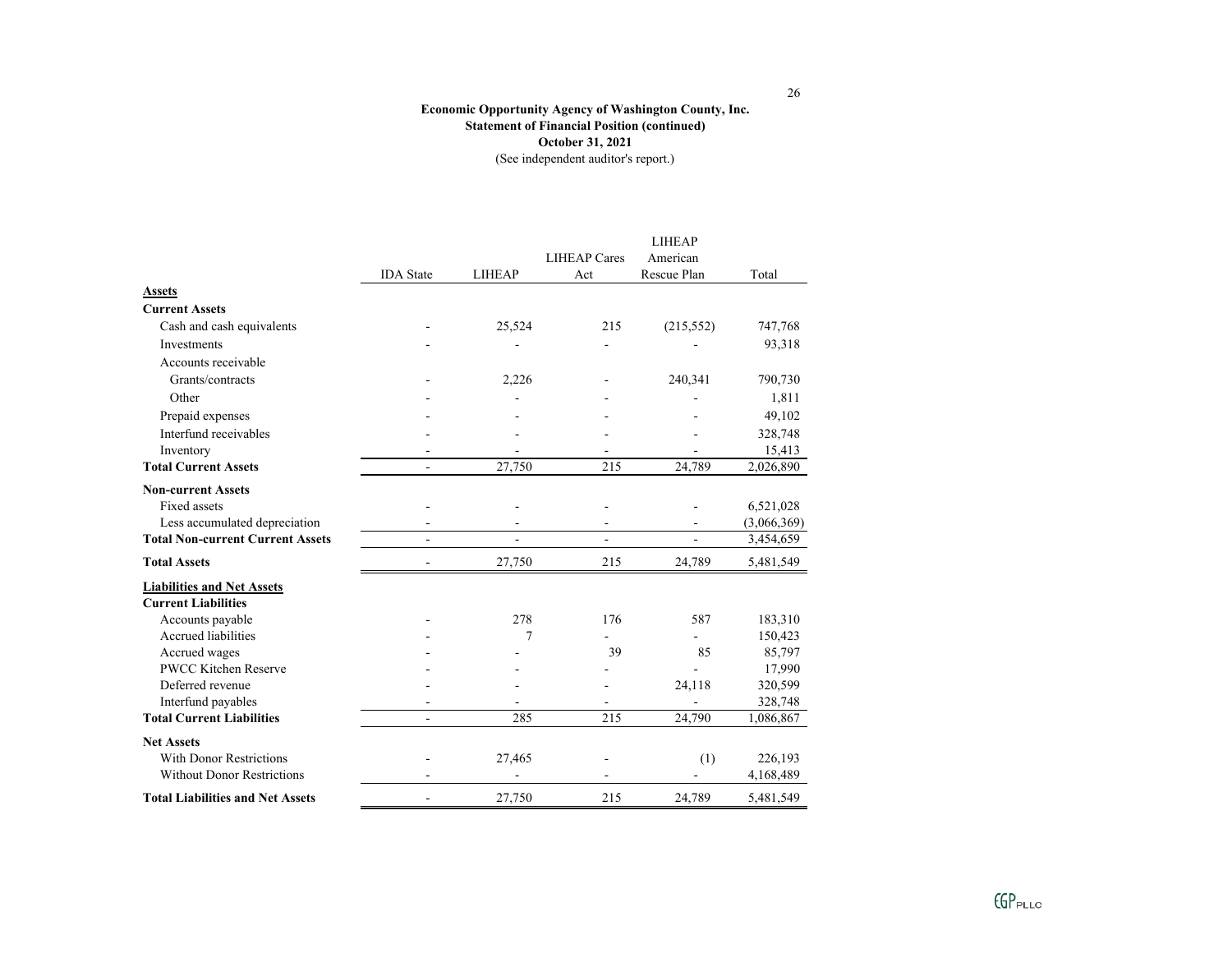**Economic Opportunity Agency of Washington County, Inc.**
**Statement of Financial Position (continued)**
**October 31, 2021**
(See independent auditor's report.)

| | IDA State | LIHEAP | LIHEAP Cares Act | LIHEAP American Rescue Plan | Total |
|---|---|---|---|---|---|
| **Assets** | | | | | |
| **Current Assets** | | | | | |
| Cash and cash equivalents | - | 25,524 | 215 | (215,552) | 747,768 |
| Investments | - | - | - | - | 93,318 |
| Accounts receivable | | | | | |
| Grants/contracts | - | 2,226 | - | 240,341 | 790,730 |
| Other | - | - | - | - | 1,811 |
| Prepaid expenses | - | - | - | - | 49,102 |
| Interfund receivables | - | - | - | - | 328,748 |
| Inventory | - | - | - | - | 15,413 |
| **Total Current Assets** | - | 27,750 | 215 | 24,789 | 2,026,890 |
| **Non-current Assets** | | | | | |
| Fixed assets | - | - | - | - | 6,521,028 |
| Less accumulated depreciation | - | - | - | - | (3,066,369) |
| **Total Non-current Current Assets** | - | - | - | - | 3,454,659 |
| **Total Assets** | - | 27,750 | 215 | 24,789 | 5,481,549 |
| **Liabilities and Net Assets** | | | | | |
| **Current Liabilities** | | | | | |
| Accounts payable | - | 278 | 176 | 587 | 183,310 |
| Accrued liabilities | - | 7 | - | - | 150,423 |
| Accrued wages | - | - | 39 | 85 | 85,797 |
| PWCC Kitchen Reserve | - | - | - | - | 17,990 |
| Deferred revenue | - | - | - | 24,118 | 320,599 |
| Interfund payables | - | - | - | - | 328,748 |
| **Total Current Liabilities** | - | 285 | 215 | 24,790 | 1,086,867 |
| **Net Assets** | | | | | |
| With Donor Restrictions | - | 27,465 | - | (1) | 226,193 |
| Without Donor Restrictions | - | - | - | - | 4,168,489 |
| **Total Liabilities and Net Assets** | - | 27,750 | 215 | 24,789 | 5,481,549 |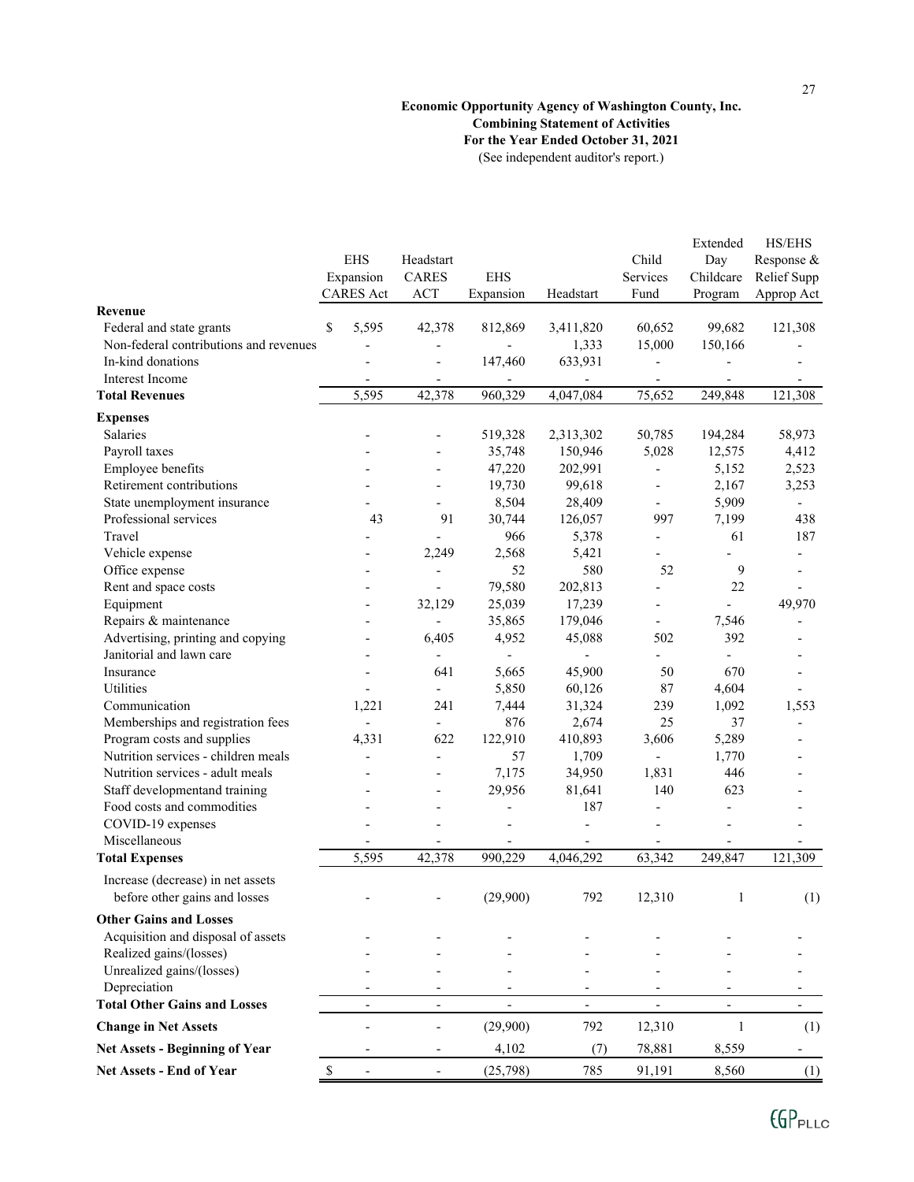**Economic Opportunity Agency of Washington County, Inc.**
**Combining Statement of Activities**
**For the Year Ended October 31, 2021**
(See independent auditor's report.)

| | EHS Expansion CARES Act | Headstart CARES ACT | EHS Expansion | Headstart | Child Services Fund | Extended Day Childcare Program | HS/EHS Response & Relief Supp Approp Act |
|---|---|---|---|---|---|---|---|
| **Revenue** | | | | | | | |
| Federal and state grants | $ 5,595 | 42,378 | 812,869 | 3,411,820 | 60,652 | 99,682 | 121,308 |
| Non-federal contributions and revenues | - | - | - | 1,333 | 15,000 | 150,166 | - |
| In-kind donations | - | - | 147,460 | 633,931 | - | - | - |
| Interest Income | - | - | - | - | - | - | - |
| **Total Revenues** | 5,595 | 42,378 | 960,329 | 4,047,084 | 75,652 | 249,848 | 121,308 |
| **Expenses** | | | | | | | |
| Salaries | - | - | 519,328 | 2,313,302 | 50,785 | 194,284 | 58,973 |
| Payroll taxes | - | - | 35,748 | 150,946 | 5,028 | 12,575 | 4,412 |
| Employee benefits | - | - | 47,220 | 202,991 | - | 5,152 | 2,523 |
| Retirement contributions | - | - | 19,730 | 99,618 | - | 2,167 | 3,253 |
| State unemployment insurance | - | - | 8,504 | 28,409 | - | 5,909 | - |
| Professional services | 43 | 91 | 30,744 | 126,057 | 997 | 7,199 | 438 |
| Travel | - | - | 966 | 5,378 | - | 61 | 187 |
| Vehicle expense | - | 2,249 | 2,568 | 5,421 | - | - | - |
| Office expense | - | - | 52 | 580 | 52 | 9 | - |
| Rent and space costs | - | - | 79,580 | 202,813 | - | 22 | - |
| Equipment | - | 32,129 | 25,039 | 17,239 | - | - | 49,970 |
| Repairs & maintenance | - | - | 35,865 | 179,046 | - | 7,546 | - |
| Advertising, printing and copying | - | 6,405 | 4,952 | 45,088 | 502 | 392 | - |
| Janitorial and lawn care | - | - | - | - | - | - | - |
| Insurance | - | 641 | 5,665 | 45,900 | 50 | 670 | - |
| Utilities | - | - | 5,850 | 60,126 | 87 | 4,604 | - |
| Communication | 1,221 | 241 | 7,444 | 31,324 | 239 | 1,092 | 1,553 |
| Memberships and registration fees | - | - | 876 | 2,674 | 25 | 37 | - |
| Program costs and supplies | 4,331 | 622 | 122,910 | 410,893 | 3,606 | 5,289 | - |
| Nutrition services - children meals | - | - | 57 | 1,709 | - | 1,770 | - |
| Nutrition services - adult meals | - | - | 7,175 | 34,950 | 1,831 | 446 | - |
| Staff developmentand training | - | - | 29,956 | 81,641 | 140 | 623 | - |
| Food costs and commodities | - | - | - | 187 | - | - | - |
| COVID-19 expenses | - | - | - | - | - | - | - |
| Miscellaneous | - | - | - | - | - | - | - |
| **Total Expenses** | 5,595 | 42,378 | 990,229 | 4,046,292 | 63,342 | 249,847 | 121,309 |
| Increase (decrease) in net assets before other gains and losses | - | - | (29,900) | 792 | 12,310 | 1 | (1) |
| **Other Gains and Losses** | | | | | | | |
| Acquisition and disposal of assets | - | - | - | - | - | - | - |
| Realized gains/(losses) | - | - | - | - | - | - | - |
| Unrealized gains/(losses) | - | - | - | - | - | - | - |
| Depreciation | - | - | - | - | - | - | - |
| **Total Other Gains and Losses** | - | - | - | - | - | - | - |
| **Change in Net Assets** | - | - | (29,900) | 792 | 12,310 | 1 | (1) |
| **Net Assets - Beginning of Year** | - | - | 4,102 | (7) | 78,881 | 8,559 | - |
| **Net Assets - End of Year** | $ - | - | (25,798) | 785 | 91,191 | 8,560 | (1) |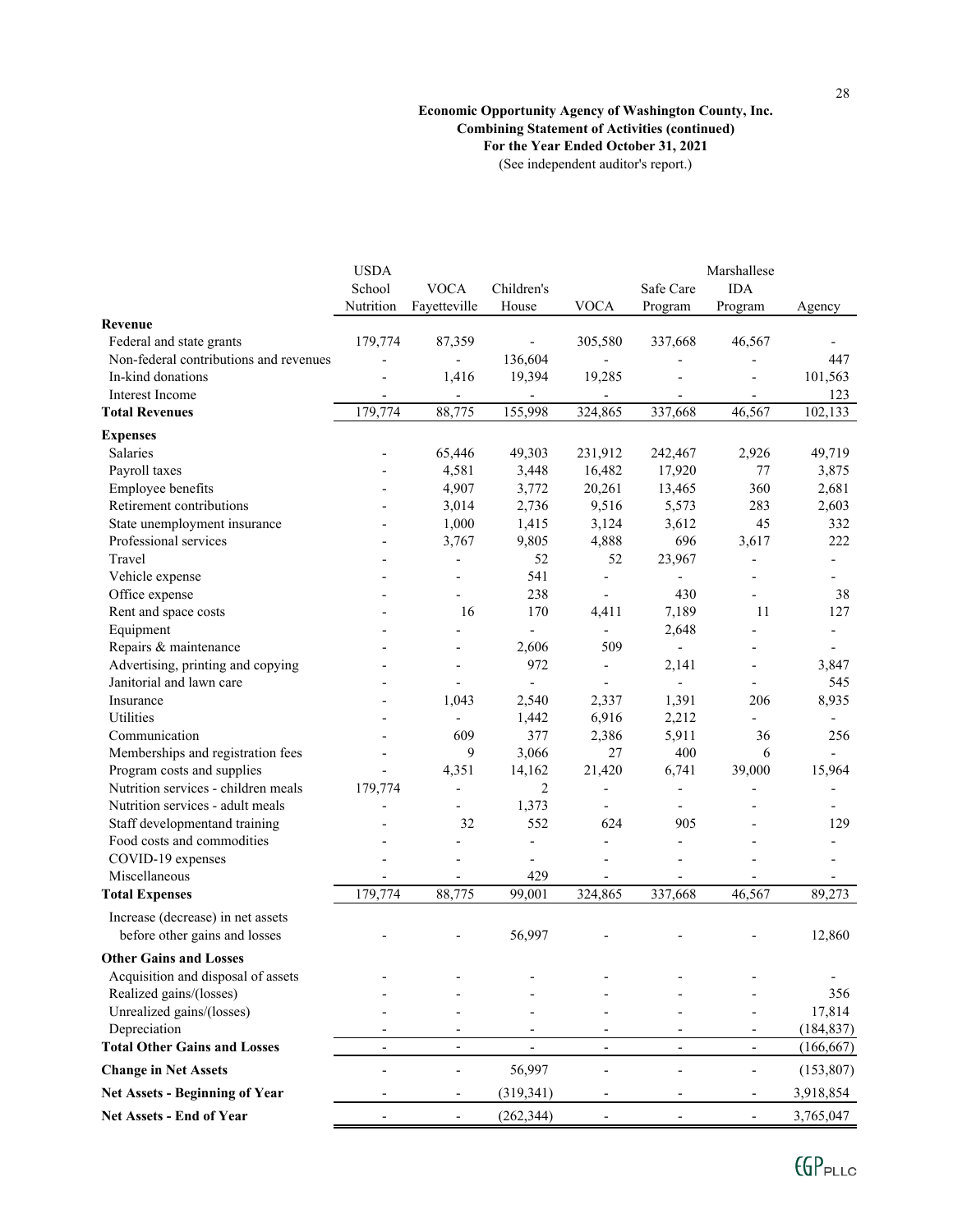**Economic Opportunity Agency of Washington County, Inc.**
**Combining Statement of Activities (continued)**
**For the Year Ended October 31, 2021**
(See independent auditor's report.)

| | USDA School Nutrition | VOCA Fayetteville | Children's House | VOCA | Safe Care Program | Marshallese IDA Program | Agency |
|---|---|---|---|---|---|---|---|
| **Revenue** | | | | | | | |
| Federal and state grants | 179,774 | 87,359 | - | 305,580 | 337,668 | 46,567 | - |
| Non-federal contributions and revenues | - | - | 136,604 | - | - | - | 447 |
| In-kind donations | - | 1,416 | 19,394 | 19,285 | - | - | 101,563 |
| Interest Income | - | - | - | - | - | - | 123 |
| **Total Revenues** | 179,774 | 88,775 | 155,998 | 324,865 | 337,668 | 46,567 | 102,133 |
| **Expenses** | | | | | | | |
| Salaries | - | 65,446 | 49,303 | 231,912 | 242,467 | 2,926 | 49,719 |
| Payroll taxes | - | 4,581 | 3,448 | 16,482 | 17,920 | 77 | 3,875 |
| Employee benefits | - | 4,907 | 3,772 | 20,261 | 13,465 | 360 | 2,681 |
| Retirement contributions | - | 3,014 | 2,736 | 9,516 | 5,573 | 283 | 2,603 |
| State unemployment insurance | - | 1,000 | 1,415 | 3,124 | 3,612 | 45 | 332 |
| Professional services | - | 3,767 | 9,805 | 4,888 | 696 | 3,617 | 222 |
| Travel | - | - | 52 | 52 | 23,967 | - | - |
| Vehicle expense | - | - | 541 | - | - | - | - |
| Office expense | - | - | 238 | - | 430 | - | 38 |
| Rent and space costs | - | 16 | 170 | 4,411 | 7,189 | 11 | 127 |
| Equipment | - | - | - | - | 2,648 | - | - |
| Repairs & maintenance | - | - | 2,606 | 509 | - | - | - |
| Advertising, printing and copying | - | - | 972 | - | 2,141 | - | 3,847 |
| Janitorial and lawn care | - | - | - | - | - | - | 545 |
| Insurance | - | 1,043 | 2,540 | 2,337 | 1,391 | 206 | 8,935 |
| Utilities | - | - | 1,442 | 6,916 | 2,212 | - | - |
| Communication | - | 609 | 377 | 2,386 | 5,911 | 36 | 256 |
| Memberships and registration fees | - | 9 | 3,066 | 27 | 400 | 6 | - |
| Program costs and supplies | - | 4,351 | 14,162 | 21,420 | 6,741 | 39,000 | 15,964 |
| Nutrition services - children meals | 179,774 | - | 2 | - | - | - | - |
| Nutrition services - adult meals | - | - | 1,373 | - | - | - | - |
| Staff developmentand training | - | 32 | 552 | 624 | 905 | - | 129 |
| Food costs and commodities | - | - | - | - | - | - | - |
| COVID-19 expenses | - | - | - | - | - | - | - |
| Miscellaneous | - | - | 429 | - | - | - | - |
| **Total Expenses** | 179,774 | 88,775 | 99,001 | 324,865 | 337,668 | 46,567 | 89,273 |
| Increase (decrease) in net assets before other gains and losses | - | - | 56,997 | - | - | - | 12,860 |
| **Other Gains and Losses** | | | | | | | |
| Acquisition and disposal of assets | - | - | - | - | - | - | - |
| Realized gains/(losses) | - | - | - | - | - | - | 356 |
| Unrealized gains/(losses) | - | - | - | - | - | - | 17,814 |
| Depreciation | - | - | - | - | - | - | (184,837) |
| **Total Other Gains and Losses** | - | - | - | - | - | - | (166,667) |
| **Change in Net Assets** | - | - | 56,997 | - | - | - | (153,807) |
| **Net Assets - Beginning of Year** | - | - | (319,341) | - | - | - | 3,918,854 |
| **Net Assets - End of Year** | - | - | (262,344) | - | - | - | 3,765,047 |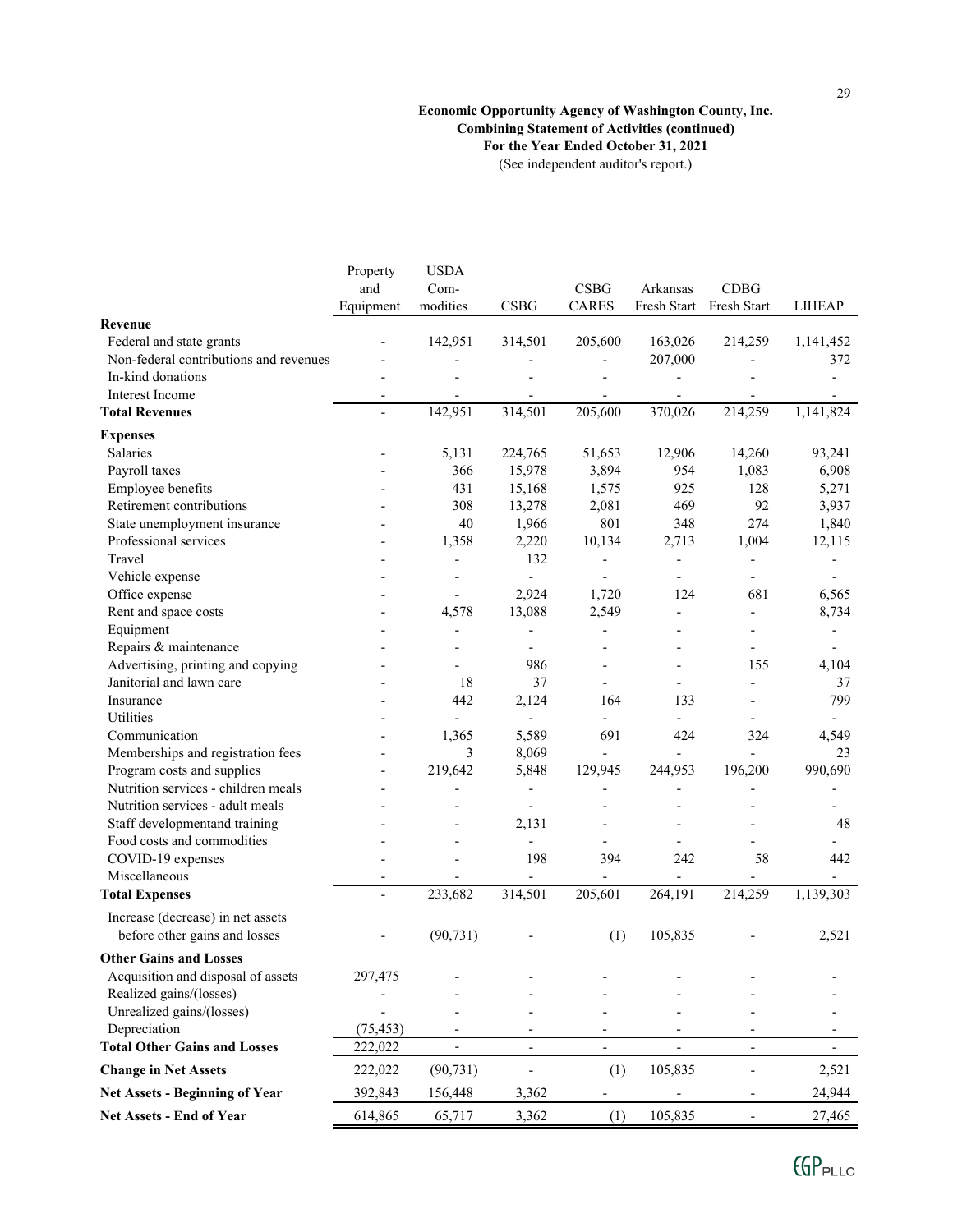**Economic Opportunity Agency of Washington County, Inc.**
**Combining Statement of Activities (continued)**
**For the Year Ended October 31, 2021**
(See independent auditor's report.)

| | Property and Equipment | USDA Com-modities | CSBG | CSBG CARES | Arkansas Fresh Start | CDBG Fresh Start | LIHEAP |
|---|---|---|---|---|---|---|---|
| **Revenue** | | | | | | | |
| Federal and state grants | - | 142,951 | 314,501 | 205,600 | 163,026 | 214,259 | 1,141,452 |
| Non-federal contributions and revenues | - | - | - | - | 207,000 | - | 372 |
| In-kind donations | - | - | - | - | - | - | - |
| Interest Income | - | - | - | - | - | - | - |
| **Total Revenues** | - | 142,951 | 314,501 | 205,600 | 370,026 | 214,259 | 1,141,824 |
| **Expenses** | | | | | | | |
| Salaries | - | 5,131 | 224,765 | 51,653 | 12,906 | 14,260 | 93,241 |
| Payroll taxes | - | 366 | 15,978 | 3,894 | 954 | 1,083 | 6,908 |
| Employee benefits | - | 431 | 15,168 | 1,575 | 925 | 128 | 5,271 |
| Retirement contributions | - | 308 | 13,278 | 2,081 | 469 | 92 | 3,937 |
| State unemployment insurance | - | 40 | 1,966 | 801 | 348 | 274 | 1,840 |
| Professional services | - | 1,358 | 2,220 | 10,134 | 2,713 | 1,004 | 12,115 |
| Travel | - | - | 132 | - | - | - | - |
| Vehicle expense | - | - | - | - | - | - | - |
| Office expense | - | - | 2,924 | 1,720 | 124 | 681 | 6,565 |
| Rent and space costs | - | 4,578 | 13,088 | 2,549 | - | - | 8,734 |
| Equipment | - | - | - | - | - | - | - |
| Repairs & maintenance | - | - | - | - | - | - | - |
| Advertising, printing and copying | - | - | 986 | - | - | 155 | 4,104 |
| Janitorial and lawn care | - | 18 | 37 | - | - | - | 37 |
| Insurance | - | 442 | 2,124 | 164 | 133 | - | 799 |
| Utilities | - | - | - | - | - | - | - |
| Communication | - | 1,365 | 5,589 | 691 | 424 | 324 | 4,549 |
| Memberships and registration fees | - | 3 | 8,069 | - | - | - | 23 |
| Program costs and supplies | - | 219,642 | 5,848 | 129,945 | 244,953 | 196,200 | 990,690 |
| Nutrition services - children meals | - | - | - | - | - | - | - |
| Nutrition services - adult meals | - | - | - | - | - | - | - |
| Staff developmentand training | - | - | 2,131 | - | - | - | 48 |
| Food costs and commodities | - | - | - | - | - | - | - |
| COVID-19 expenses | - | - | 198 | 394 | 242 | 58 | 442 |
| Miscellaneous | - | - | - | - | - | - | - |
| **Total Expenses** | - | 233,682 | 314,501 | 205,601 | 264,191 | 214,259 | 1,139,303 |
| Increase (decrease) in net assets before other gains and losses | - | (90,731) | - | (1) | 105,835 | - | 2,521 |
| **Other Gains and Losses** | | | | | | | |
| Acquisition and disposal of assets | 297,475 | - | - | - | - | - | - |
| Realized gains/(losses) | - | - | - | - | - | - | - |
| Unrealized gains/(losses) | - | - | - | - | - | - | - |
| Depreciation | (75,453) | - | - | - | - | - | - |
| **Total Other Gains and Losses** | 222,022 | - | - | - | - | - | - |
| **Change in Net Assets** | 222,022 | (90,731) | - | (1) | 105,835 | - | 2,521 |
| **Net Assets - Beginning of Year** | 392,843 | 156,448 | 3,362 | - | - | - | 24,944 |
| **Net Assets - End of Year** | 614,865 | 65,717 | 3,362 | (1) | 105,835 | - | 27,465 |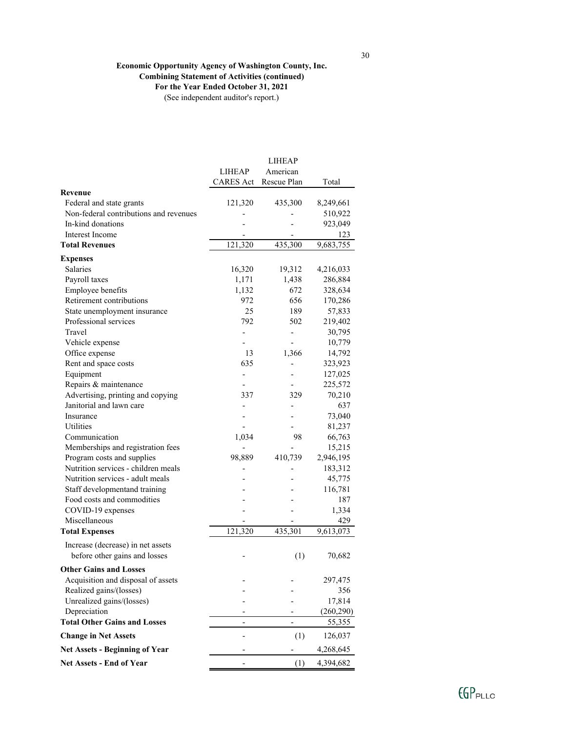**Economic Opportunity Agency of Washington County, Inc.**
**Combining Statement of Activities (continued)**
**For the Year Ended October 31, 2021**
(See independent auditor's report.)

| | LIHEAP CARES Act | LIHEAP American Rescue Plan | Total |
|---|---|---|---|
| **Revenue** | | | |
| Federal and state grants | 121,320 | 435,300 | 8,249,661 |
| Non-federal contributions and revenues | - | - | 510,922 |
| In-kind donations | - | - | 923,049 |
| Interest Income | - | - | 123 |
| **Total Revenues** | 121,320 | 435,300 | 9,683,755 |
| **Expenses** | | | |
| Salaries | 16,320 | 19,312 | 4,216,033 |
| Payroll taxes | 1,171 | 1,438 | 286,884 |
| Employee benefits | 1,132 | 672 | 328,634 |
| Retirement contributions | 972 | 656 | 170,286 |
| State unemployment insurance | 25 | 189 | 57,833 |
| Professional services | 792 | 502 | 219,402 |
| Travel | - | - | 30,795 |
| Vehicle expense | - | - | 10,779 |
| Office expense | 13 | 1,366 | 14,792 |
| Rent and space costs | 635 | - | 323,923 |
| Equipment | - | - | 127,025 |
| Repairs & maintenance | - | - | 225,572 |
| Advertising, printing and copying | 337 | 329 | 70,210 |
| Janitorial and lawn care | - | - | 637 |
| Insurance | - | - | 73,040 |
| Utilities | - | - | 81,237 |
| Communication | 1,034 | 98 | 66,763 |
| Memberships and registration fees | - | - | 15,215 |
| Program costs and supplies | 98,889 | 410,739 | 2,946,195 |
| Nutrition services - children meals | - | - | 183,312 |
| Nutrition services - adult meals | - | - | 45,775 |
| Staff developmentand training | - | - | 116,781 |
| Food costs and commodities | - | - | 187 |
| COVID-19 expenses | - | - | 1,334 |
| Miscellaneous | - | - | 429 |
| **Total Expenses** | 121,320 | 435,301 | 9,613,073 |
| Increase (decrease) in net assets before other gains and losses | - | (1) | 70,682 |
| **Other Gains and Losses** | | | |
| Acquisition and disposal of assets | - | - | 297,475 |
| Realized gains/(losses) | - | - | 356 |
| Unrealized gains/(losses) | - | - | 17,814 |
| Depreciation | - | - | (260,290) |
| **Total Other Gains and Losses** | - | - | 55,355 |
| **Change in Net Assets** | - | (1) | 126,037 |
| **Net Assets - Beginning of Year** | - | - | 4,268,645 |
| **Net Assets - End of Year** | - | (1) | 4,394,682 |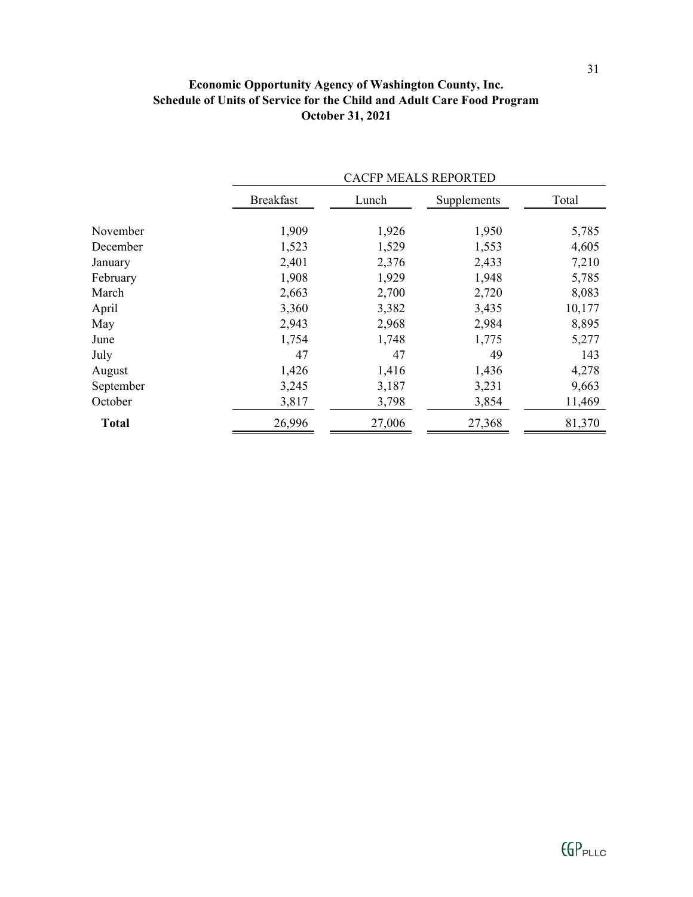# Economic Opportunity Agency of Washington County, Inc.
## Schedule of Units of Service for the Child and Adult Care Food Program
## October 31, 2021

| | CACFP MEALS REPORTED | | | |
|---|---|---|---|---|
| | Breakfast | Lunch | Supplements | Total |
| November | 1,909 | 1,926 | 1,950 | 5,785 |
| December | 1,523 | 1,529 | 1,553 | 4,605 |
| January | 2,401 | 2,376 | 2,433 | 7,210 |
| February | 1,908 | 1,929 | 1,948 | 5,785 |
| March | 2,663 | 2,700 | 2,720 | 8,083 |
| April | 3,360 | 3,382 | 3,435 | 10,177 |
| May | 2,943 | 2,968 | 2,984 | 8,895 |
| June | 1,754 | 1,748 | 1,775 | 5,277 |
| July | 47 | 47 | 49 | 143 |
| August | 1,426 | 1,416 | 1,436 | 4,278 |
| September | 3,245 | 3,187 | 3,231 | 9,663 |
| October | 3,817 | 3,798 | 3,854 | 11,469 |
| **Total** | 26,996 | 27,006 | 27,368 | 81,370 |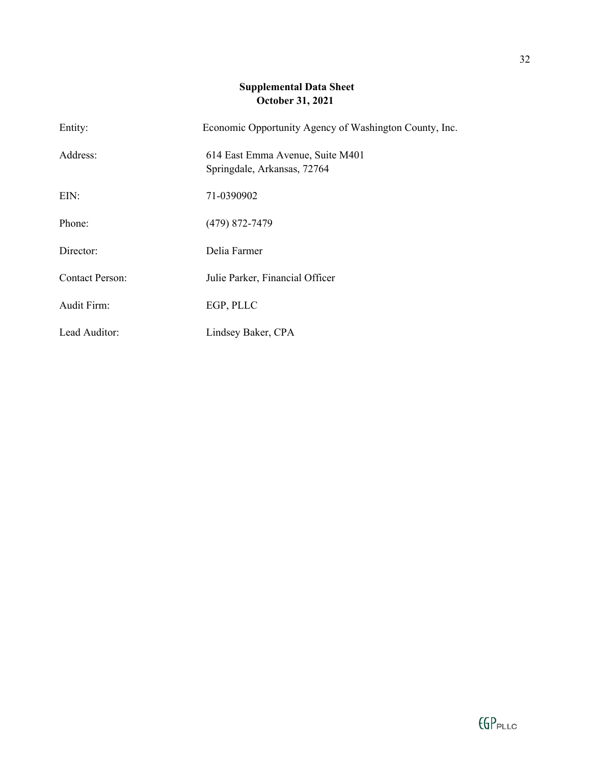# Supplemental Data Sheet
## October 31, 2021

| | |
|---|---|
| Entity: | Economic Opportunity Agency of Washington County, Inc. |
| Address: | 614 East Emma Avenue, Suite M401<br>Springdale, Arkansas, 72764 |
| EIN: | 71-0390902 |
| Phone: | (479) 872-7479 |
| Director: | Delia Farmer |
| Contact Person: | Julie Parker, Financial Officer |
| Audit Firm: | EGP, PLLC |
| Lead Auditor: | Lindsey Baker, CPA |